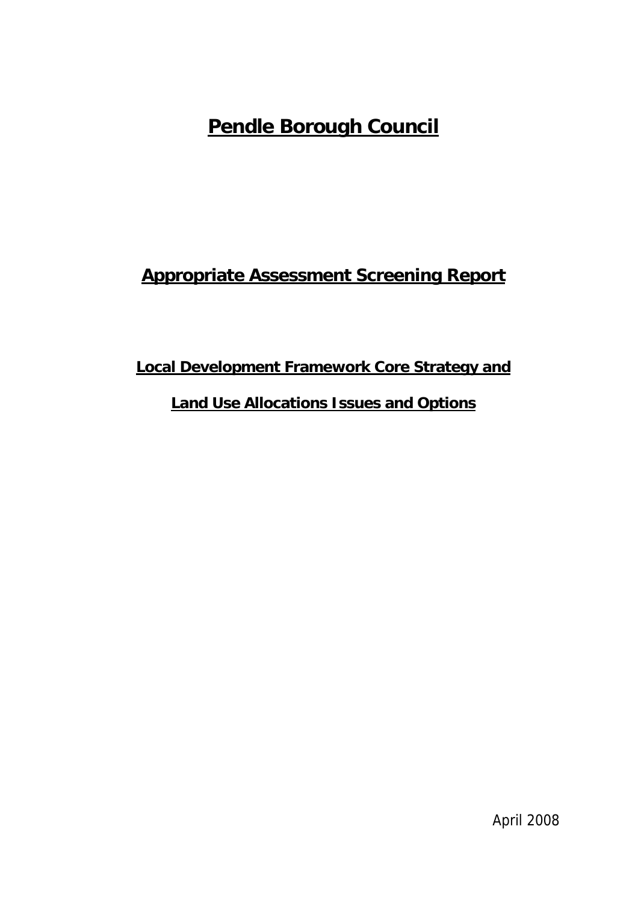# Pendle Borough Council

## Appropriate Assessment Screening Report

### Local Development Framework Core Strategy and Land Use Allocations Issues and Options

April 2008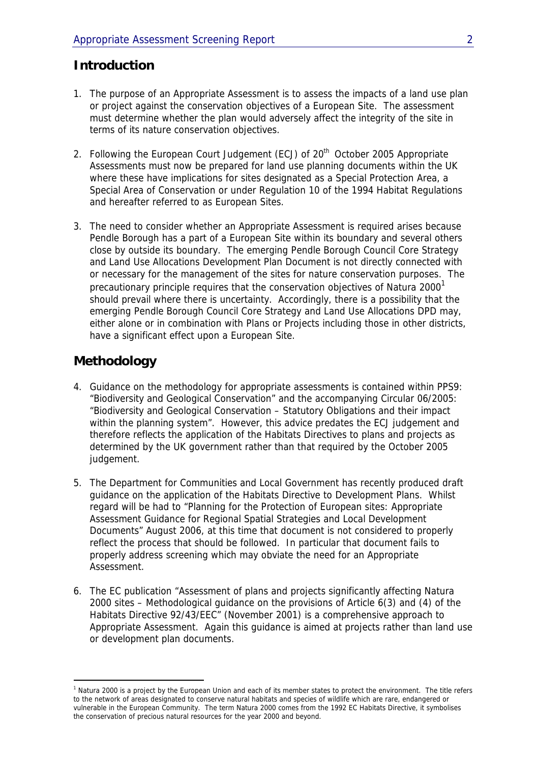## Introduction

1. The purpose of an Appropriate Assessment is to assess the impacts of a land use plan or project against the conservation objectives of a European Site. The assessment must determine whether the plan would adversely affect the integrity of the site in terms of its nature conservation objectives.

2. Following the European Court Judgement (ECJ) of 20th October 2005 Appropriate Assessments must now be prepared for land use planning documents within the UK where these have implications for sites designated as a Special Protection Area, a Special Area of Conservation or under Regulation 10 of the 1994 Habitat Regulations and hereafter referred to as European Sites.

3. The need to consider whether an Appropriate Assessment is required arises because Pendle Borough has a part of a European Site within its boundary and several others close by outside its boundary. The emerging Pendle Borough Council Core Strategy and Land Use Allocations Development Plan Document is not directly connected with or necessary for the management of the sites for nature conservation purposes. The precautionary principle requires that the conservation objectives of Natura 2000[1] should prevail where there is uncertainty. Accordingly, there is a possibility that the emerging Pendle Borough Council Core Strategy and Land Use Allocations DPD may, either alone or in combination with Plans or Projects including those in other districts, have a significant effect upon a European Site.

## Methodology

4. Guidance on the methodology for appropriate assessments is contained within PPS9: "Biodiversity and Geological Conservation" and the accompanying Circular 06/2005: "Biodiversity and Geological Conservation – Statutory Obligations and their impact within the planning system". However, this advice predates the ECJ judgement and therefore reflects the application of the Habitats Directives to plans and projects as determined by the UK government rather than that required by the October 2005 judgement.

5. The Department for Communities and Local Government has recently produced draft guidance on the application of the Habitats Directive to Development Plans. Whilst regard will be had to "Planning for the Protection of European sites: Appropriate Assessment Guidance for Regional Spatial Strategies and Local Development Documents" August 2006, at this time that document is not considered to properly reflect the process that should be followed. In particular that document fails to properly address screening which may obviate the need for an Appropriate Assessment.

6. The EC publication "Assessment of plans and projects significantly affecting Natura 2000 sites – Methodological guidance on the provisions of Article 6(3) and (4) of the Habitats Directive 92/43/EEC" (November 2001) is a comprehensive approach to Appropriate Assessment. Again this guidance is aimed at projects rather than land use or development plan documents.

---

[1] Natura 2000 is a project by the European Union and each of its member states to protect the environment. The title refers to the network of areas designated to conserve natural habitats and species of wildlife which are rare, endangered or vulnerable in the European Community. The term Natura 2000 comes from the 1992 EC Habitats Directive, it symbolises the conservation of precious natural resources for the year 2000 and beyond.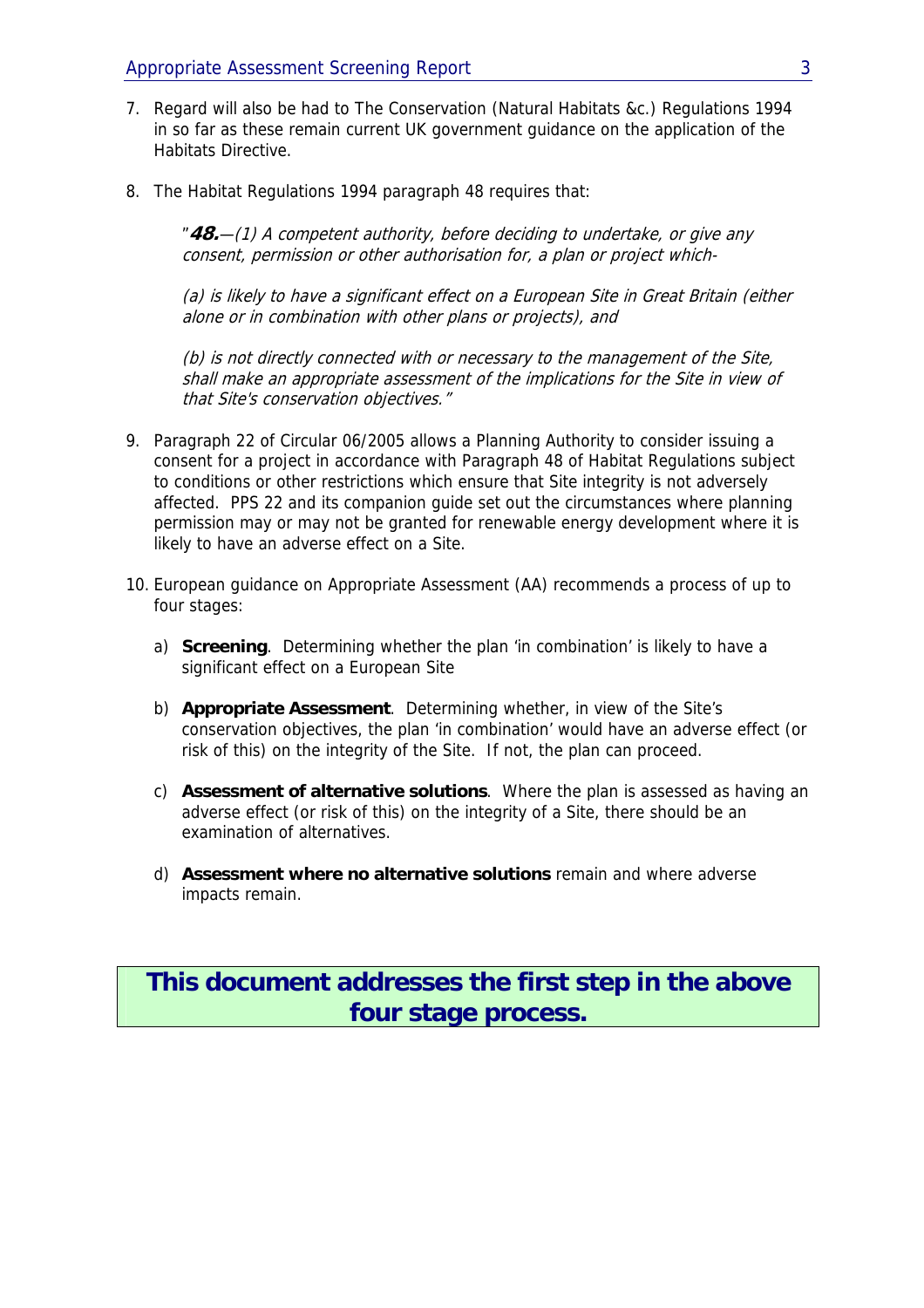7. Regard will also be had to The Conservation (Natural Habitats &c.) Regulations 1994 in so far as these remain current UK government guidance on the application of the Habitats Directive.

8. The Habitat Regulations 1994 paragraph 48 requires that:

   "***48.***—*(1) A competent authority, before deciding to undertake, or give any consent, permission or other authorisation for, a plan or project which-*

   *(a) is likely to have a significant effect on a European Site in Great Britain (either alone or in combination with other plans or projects), and*

   *(b) is not directly connected with or necessary to the management of the Site, shall make an appropriate assessment of the implications for the Site in view of that Site's conservation objectives."*

9. Paragraph 22 of Circular 06/2005 allows a Planning Authority to consider issuing a consent for a project in accordance with Paragraph 48 of Habitat Regulations subject to conditions or other restrictions which ensure that Site integrity is not adversely affected. PPS 22 and its companion guide set out the circumstances where planning permission may or may not be granted for renewable energy development where it is likely to have an adverse effect on a Site.

10. European guidance on Appropriate Assessment (AA) recommends a process of up to four stages:

    a) **Screening**. Determining whether the plan 'in combination' is likely to have a significant effect on a European Site

    b) **Appropriate Assessment**. Determining whether, in view of the Site's conservation objectives, the plan 'in combination' would have an adverse effect (or risk of this) on the integrity of the Site. If not, the plan can proceed.

    c) **Assessment of alternative solutions**. Where the plan is assessed as having an adverse effect (or risk of this) on the integrity of a Site, there should be an examination of alternatives.

    d) **Assessment where no alternative solutions** remain and where adverse impacts remain.

**This document addresses the first step in the above four stage process.**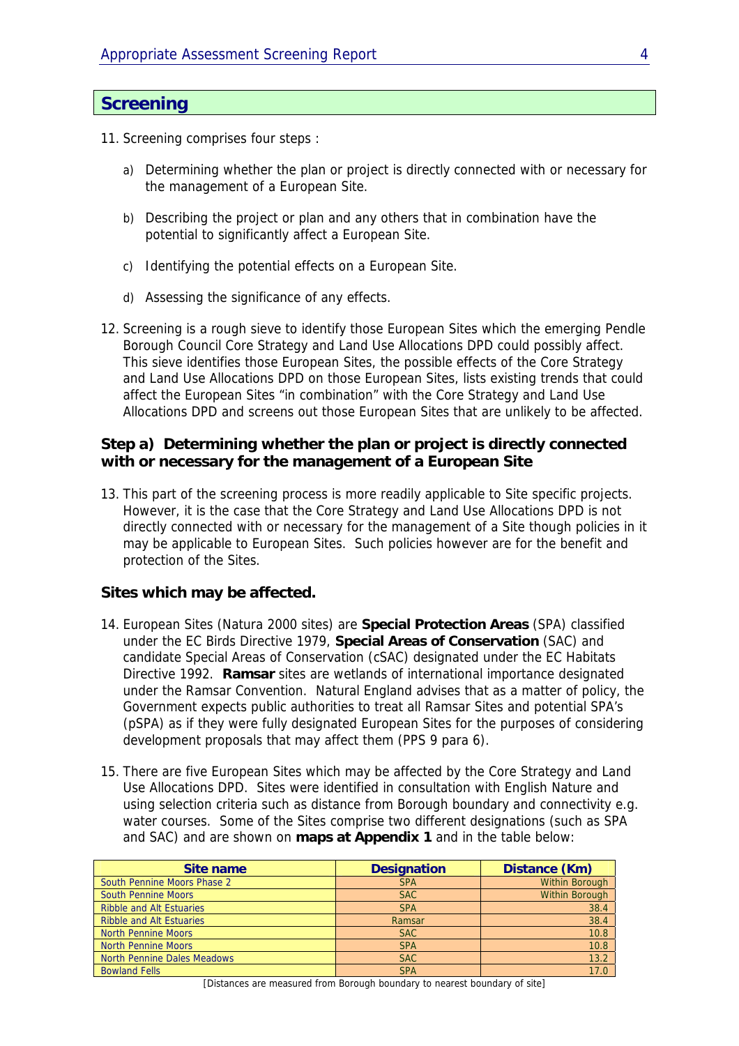## Screening

11. Screening comprises four steps :

    a) Determining whether the plan or project is directly connected with or necessary for the management of a European Site.

    b) Describing the project or plan and any others that in combination have the potential to significantly affect a European Site.

    c) Identifying the potential effects on a European Site.

    d) Assessing the significance of any effects.

12. Screening is a rough sieve to identify those European Sites which the emerging Pendle Borough Council Core Strategy and Land Use Allocations DPD could possibly affect. This sieve identifies those European Sites, the possible effects of the Core Strategy and Land Use Allocations DPD on those European Sites, lists existing trends that could affect the European Sites "in combination" with the Core Strategy and Land Use Allocations DPD and screens out those European Sites that are unlikely to be affected.

### Step a) Determining whether the plan or project is directly connected with or necessary for the management of a European Site

13. This part of the screening process is more readily applicable to Site specific projects. However, it is the case that the Core Strategy and Land Use Allocations DPD is not directly connected with or necessary for the management of a Site though policies in it may be applicable to European Sites. Such policies however are for the benefit and protection of the Sites.

### Sites which may be affected.

14. European Sites (Natura 2000 sites) are **Special Protection Areas** (SPA) classified under the EC Birds Directive 1979, **Special Areas of Conservation** (SAC) and candidate Special Areas of Conservation (cSAC) designated under the EC Habitats Directive 1992. **Ramsar** sites are wetlands of international importance designated under the Ramsar Convention. Natural England advises that as a matter of policy, the Government expects public authorities to treat all Ramsar Sites and potential SPA's (pSPA) as if they were fully designated European Sites for the purposes of considering development proposals that may affect them (PPS 9 para 6).

15. There are five European Sites which may be affected by the Core Strategy and Land Use Allocations DPD. Sites were identified in consultation with English Nature and using selection criteria such as distance from Borough boundary and connectivity e.g. water courses. Some of the Sites comprise two different designations (such as SPA and SAC) and are shown on **maps at Appendix 1** and in the table below:

| Site name | Designation | Distance (Km) |
|---|---|---|
| South Pennine Moors Phase 2 | SPA | Within Borough |
| South Pennine Moors | SAC | Within Borough |
| Ribble and Alt Estuaries | SPA | 38.4 |
| Ribble and Alt Estuaries | Ramsar | 38.4 |
| North Pennine Moors | SAC | 10.8 |
| North Pennine Moors | SPA | 10.8 |
| North Pennine Dales Meadows | SAC | 13.2 |
| Bowland Fells | SPA | 17.0 |

[Distances are measured from Borough boundary to nearest boundary of site]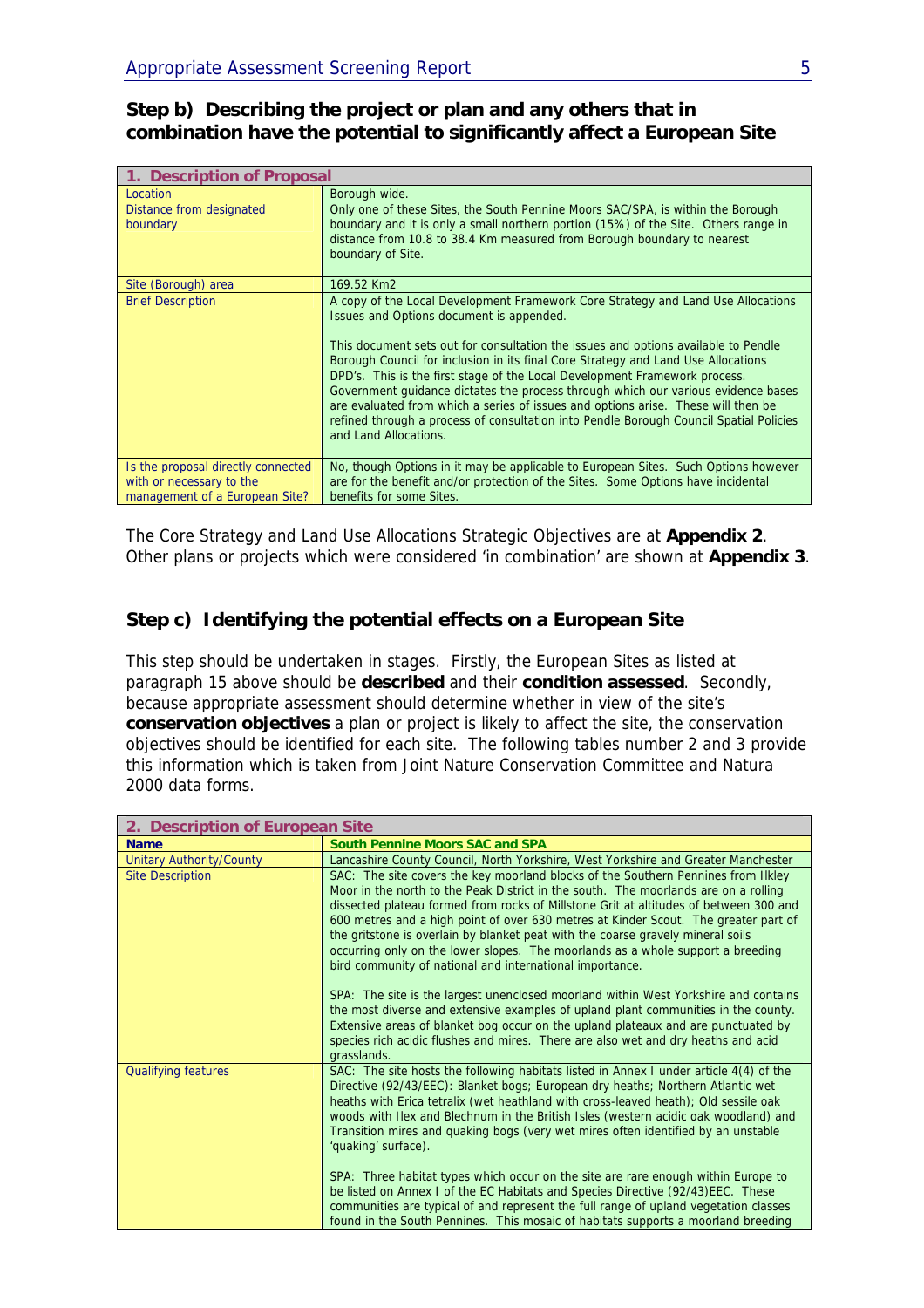## Step b) Describing the project or plan and any others that in combination have the potential to significantly affect a European Site

| 1. Description of Proposal | |
|---|---|
| Location | Borough wide. |
| Distance from designated boundary | Only one of these Sites, the South Pennine Moors SAC/SPA, is within the Borough boundary and it is only a small northern portion (15%) of the Site. Others range in distance from 10.8 to 38.4 Km measured from Borough boundary to nearest boundary of Site. |
| Site (Borough) area | 169.52 Km2 |
| Brief Description | A copy of the Local Development Framework Core Strategy and Land Use Allocations Issues and Options document is appended.<br><br>This document sets out for consultation the issues and options available to Pendle Borough Council for inclusion in its final Core Strategy and Land Use Allocations DPD's. This is the first stage of the Local Development Framework process. Government guidance dictates the process through which our various evidence bases are evaluated from which a series of issues and options arise. These will then be refined through a process of consultation into Pendle Borough Council Spatial Policies and Land Allocations. |
| Is the proposal directly connected with or necessary to the management of a European Site? | No, though Options in it may be applicable to European Sites. Such Options however are for the benefit and/or protection of the Sites. Some Options have incidental benefits for some Sites. |

The Core Strategy and Land Use Allocations Strategic Objectives are at **Appendix 2**. Other plans or projects which were considered 'in combination' are shown at **Appendix 3**.

## Step c) Identifying the potential effects on a European Site

This step should be undertaken in stages. Firstly, the European Sites as listed at paragraph 15 above should be **described** and their **condition assessed**. Secondly, because appropriate assessment should determine whether in view of the site's **conservation objectives** a plan or project is likely to affect the site, the conservation objectives should be identified for each site. The following tables number 2 and 3 provide this information which is taken from Joint Nature Conservation Committee and Natura 2000 data forms.

| 2. Description of European Site | |
|---|---|
| **Name** | **South Pennine Moors SAC and SPA** |
| Unitary Authority/County | Lancashire County Council, North Yorkshire, West Yorkshire and Greater Manchester |
| Site Description | SAC: The site covers the key moorland blocks of the Southern Pennines from Ilkley Moor in the north to the Peak District in the south. The moorlands are on a rolling dissected plateau formed from rocks of Millstone Grit at altitudes of between 300 and 600 metres and a high point of over 630 metres at Kinder Scout. The greater part of the gritstone is overlain by blanket peat with the coarse gravely mineral soils occurring only on the lower slopes. The moorlands as a whole support a breeding bird community of national and international importance.<br><br>SPA: The site is the largest unenclosed moorland within West Yorkshire and contains the most diverse and extensive examples of upland plant communities in the county. Extensive areas of blanket bog occur on the upland plateaus and are punctuated by species rich acidic flushes and mires. There are also wet and dry heaths and acid grasslands. |
| Qualifying features | SAC: The site hosts the following habitats listed in Annex I under article 4(4) of the Directive (92/43/EEC): Blanket bogs; European dry heaths; Northern Atlantic wet heaths with Erica tetralix (wet heathland with cross-leaved heath); Old sessile oak woods with Ilex and Blechnum in the British Isles (western acidic oak woodland) and Transition mires and quaking bogs (very wet mires often identified by an unstable 'quaking' surface).<br><br>SPA: Three habitat types which occur on the site are rare enough within Europe to be listed on Annex I of the EC Habitats and Species Directive (92/43)EEC. These communities are typical of and represent the full range of upland vegetation classes found in the South Pennines. This mosaic of habitats supports a moorland breeding |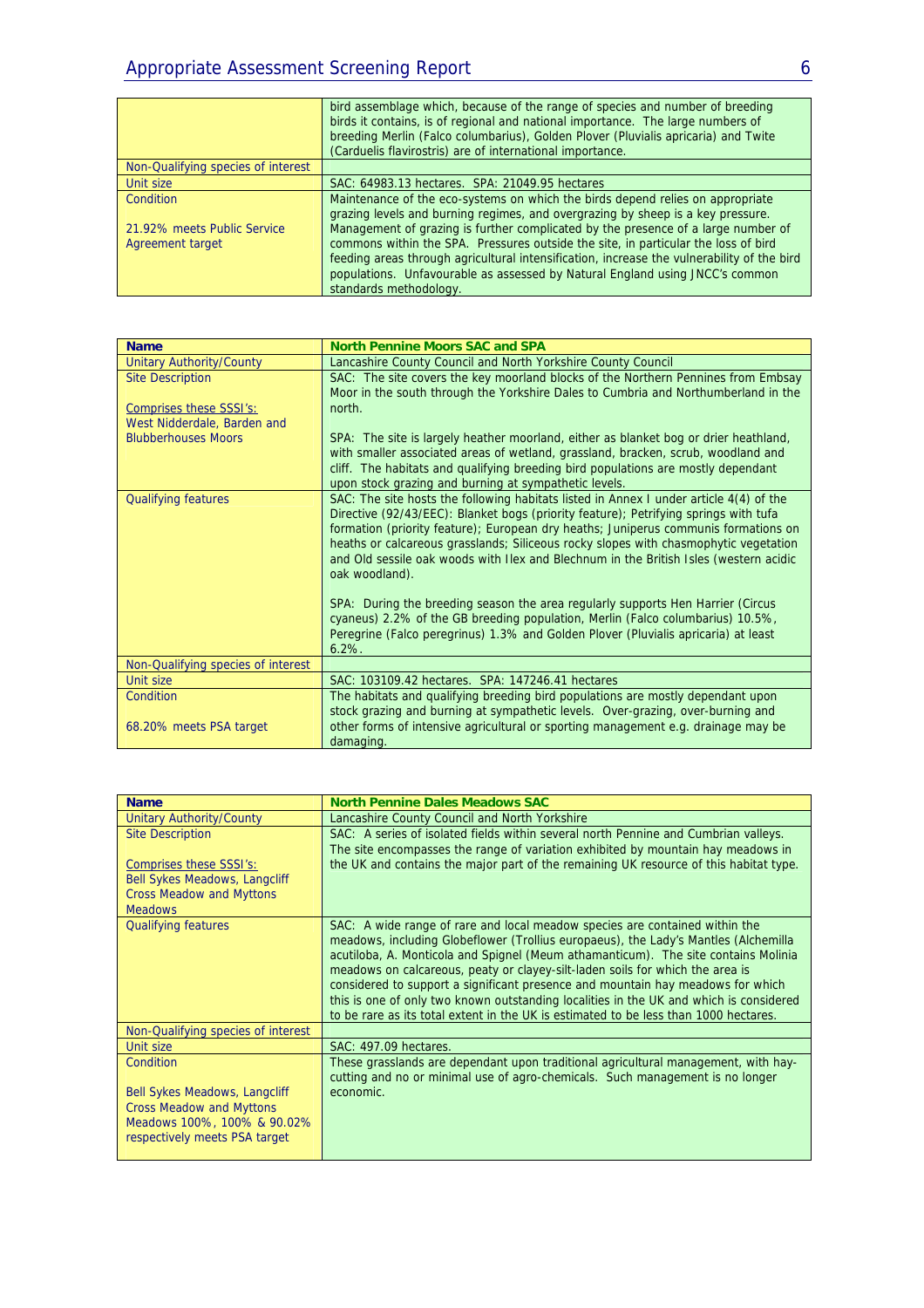| | |
|---|---|
| | bird assemblage which, because of the range of species and number of breeding birds it contains, is of regional and national importance. The large numbers of breeding Merlin (Falco columbarius), Golden Plover (Pluvialis apricaria) and Twite (Carduelis flavirostris) are of international importance. |
| Non-Qualifying species of interest | |
| Unit size | SAC: 64983.13 hectares. SPA: 21049.95 hectares |
| Condition<br><br>21.92% meets Public Service Agreement target | Maintenance of the eco-systems on which the birds depend relies on appropriate grazing levels and burning regimes, and overgrazing by sheep is a key pressure. Management of grazing is further complicated by the presence of a large number of commons within the SPA. Pressures outside the site, in particular the loss of bird feeding areas through agricultural intensification, increase the vulnerability of the bird populations. Unfavourable as assessed by Natural England using JNCC's common standards methodology. |

| **Name** | **North Pennine Moors SAC and SPA** |
|---|---|
| Unitary Authority/County | Lancashire County Council and North Yorkshire County Council |
| Site Description<br><br>Comprises these SSSI's:<br>West Nidderdale, Barden and Blubberhouses Moors | SAC: The site covers the key moorland blocks of the Northern Pennines from Embsay Moor in the south through the Yorkshire Dales to Cumbria and Northumberland in the north.<br><br>SPA: The site is largely heather moorland, either as blanket bog or drier heathland, with smaller associated areas of wetland, grassland, bracken, scrub, woodland and cliff. The habitats and qualifying breeding bird populations are mostly dependant upon stock grazing and burning at sympathetic levels. |
| Qualifying features | SAC: The site hosts the following habitats listed in Annex I under article 4(4) of the Directive (92/43/EEC): Blanket bogs (priority feature); Petrifying springs with tufa formation (priority feature); European dry heaths; Juniperus communis formations on heaths or calcareous grasslands; Siliceous rocky slopes with chasmophytic vegetation and Old sessile oak woods with Ilex and Blechnum in the British Isles (western acidic oak woodland).<br><br>SPA: During the breeding season the area regularly supports Hen Harrier (Circus cyaneus) 2.2% of the GB breeding population, Merlin (Falco columbarius) 10.5%, Peregrine (Falco peregrinus) 1.3% and Golden Plover (Pluvialis apricaria) at least 6.2%. |
| Non-Qualifying species of interest | |
| Unit size | SAC: 103109.42 hectares. SPA: 147246.41 hectares |
| Condition<br><br>68.20% meets PSA target | The habitats and qualifying breeding bird populations are mostly dependant upon stock grazing and burning at sympathetic levels. Over-grazing, over-burning and other forms of intensive agricultural or sporting management e.g. drainage may be damaging. |

| **Name** | **North Pennine Dales Meadows SAC** |
|---|---|
| Unitary Authority/County | Lancashire County Council and North Yorkshire |
| Site Description<br><br>Comprises these SSSI's:<br>Bell Sykes Meadows, Langcliff Cross Meadow and Myttons Meadows | SAC: A series of isolated fields within several north Pennine and Cumbrian valleys. The site encompasses the range of variation exhibited by mountain hay meadows in the UK and contains the major part of the remaining UK resource of this habitat type. |
| Qualifying features | SAC: A wide range of rare and local meadow species are contained within the meadows, including Globeflower (Trollius europaeus), the Lady's Mantles (Alchemilla acutiloba, A. Monticola and Spignel (Meum athamanticum). The site contains Molinia meadows on calcareous, peaty or clayey-silt-laden soils for which the area is considered to support a significant presence and mountain hay meadows for which this is one of only two known outstanding localities in the UK and which is considered to be rare as its total extent in the UK is estimated to be less than 1000 hectares. |
| Non-Qualifying species of interest | |
| Unit size | SAC: 497.09 hectares. |
| Condition<br><br>Bell Sykes Meadows, Langcliff Cross Meadow and Myttons Meadows 100%, 100% & 90.02% respectively meets PSA target | These grasslands are dependant upon traditional agricultural management, with hay-cutting and no or minimal use of agro-chemicals. Such management is no longer economic. |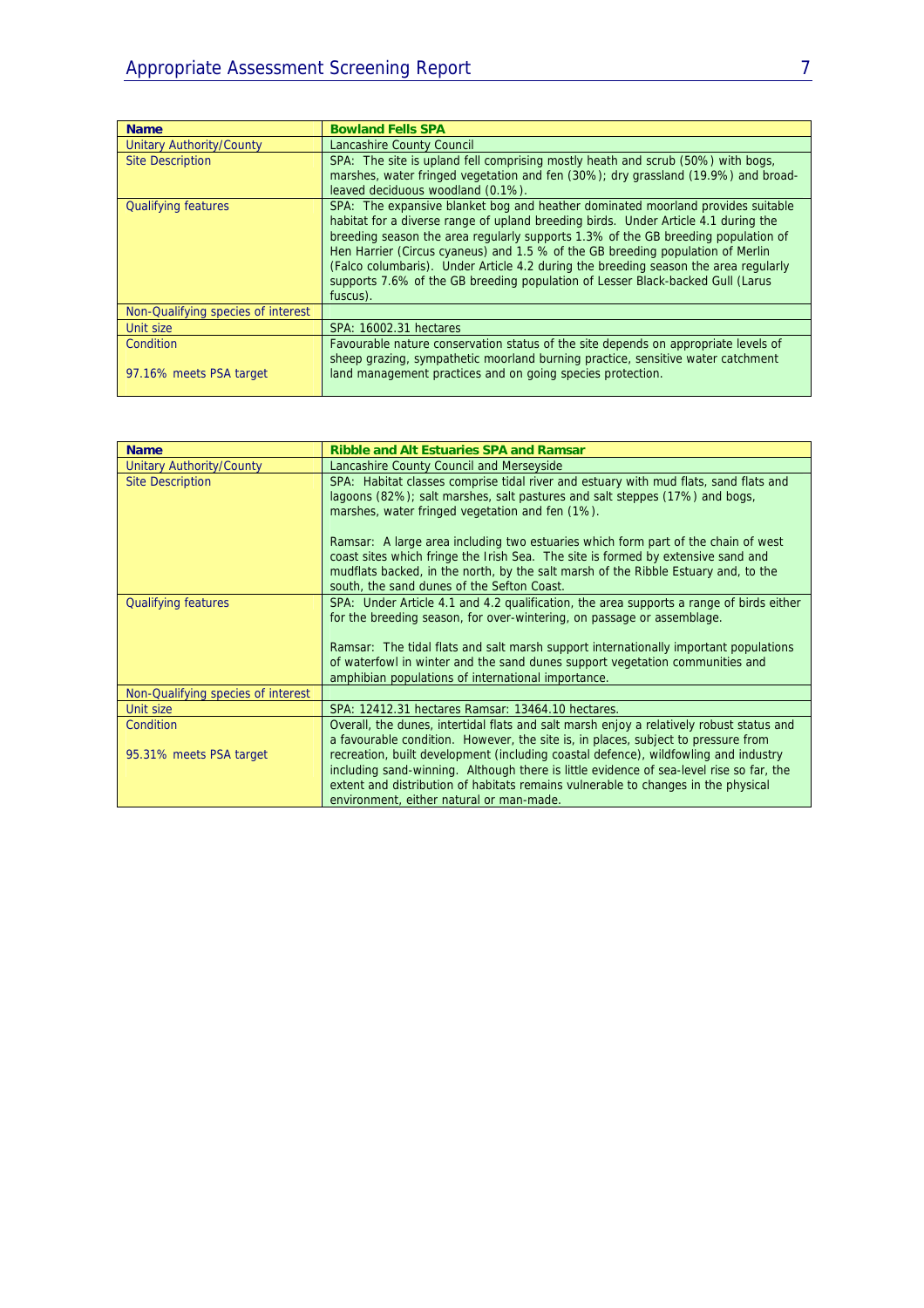| Name | Bowland Fells SPA |
| --- | --- |
| Unitary Authority/County | Lancashire County Council |
| Site Description | SPA: The site is upland fell comprising mostly heath and scrub (50%) with bogs, marshes, water fringed vegetation and fen (30%); dry grassland (19.9%) and broad-leaved deciduous woodland (0.1%). |
| Qualifying features | SPA: The expansive blanket bog and heather dominated moorland provides suitable habitat for a diverse range of upland breeding birds. Under Article 4.1 during the breeding season the area regularly supports 1.3% of the GB breeding population of Hen Harrier (Circus cyaneus) and 1.5 % of the GB breeding population of Merlin (Falco columbaris). Under Article 4.2 during the breeding season the area regularly supports 7.6% of the GB breeding population of Lesser Black-backed Gull (Larus fuscus). |
| Non-Qualifying species of interest | |
| Unit size | SPA: 16002.31 hectares |
| Condition<br><br>97.16% meets PSA target | Favourable nature conservation status of the site depends on appropriate levels of sheep grazing, sympathetic moorland burning practice, sensitive water catchment land management practices and on going species protection. |

| Name | Ribble and Alt Estuaries SPA and Ramsar |
| --- | --- |
| Unitary Authority/County | Lancashire County Council and Merseyside |
| Site Description | SPA: Habitat classes comprise tidal river and estuary with mud flats, sand flats and lagoons (82%); salt marshes, salt pastures and salt steppes (17%) and bogs, marshes, water fringed vegetation and fen (1%).<br><br>Ramsar: A large area including two estuaries which form part of the chain of west coast sites which fringe the Irish Sea. The site is formed by extensive sand and mudflats backed, in the north, by the salt marsh of the Ribble Estuary and, to the south, the sand dunes of the Sefton Coast. |
| Qualifying features | SPA: Under Article 4.1 and 4.2 qualification, the area supports a range of birds either for the breeding season, for over-wintering, on passage or assemblage.<br><br>Ramsar: The tidal flats and salt marsh support internationally important populations of waterfowl in winter and the sand dunes support vegetation communities and amphibian populations of international importance. |
| Non-Qualifying species of interest | |
| Unit size | SPA: 12412.31 hectares Ramsar: 13464.10 hectares. |
| Condition<br><br>95.31% meets PSA target | Overall, the dunes, intertidal flats and salt marsh enjoy a relatively robust status and a favourable condition. However, the site is, in places, subject to pressure from recreation, built development (including coastal defence), wildfowling and industry including sand-winning. Although there is little evidence of sea-level rise so far, the extent and distribution of habitats remains vulnerable to changes in the physical environment, either natural or man-made. |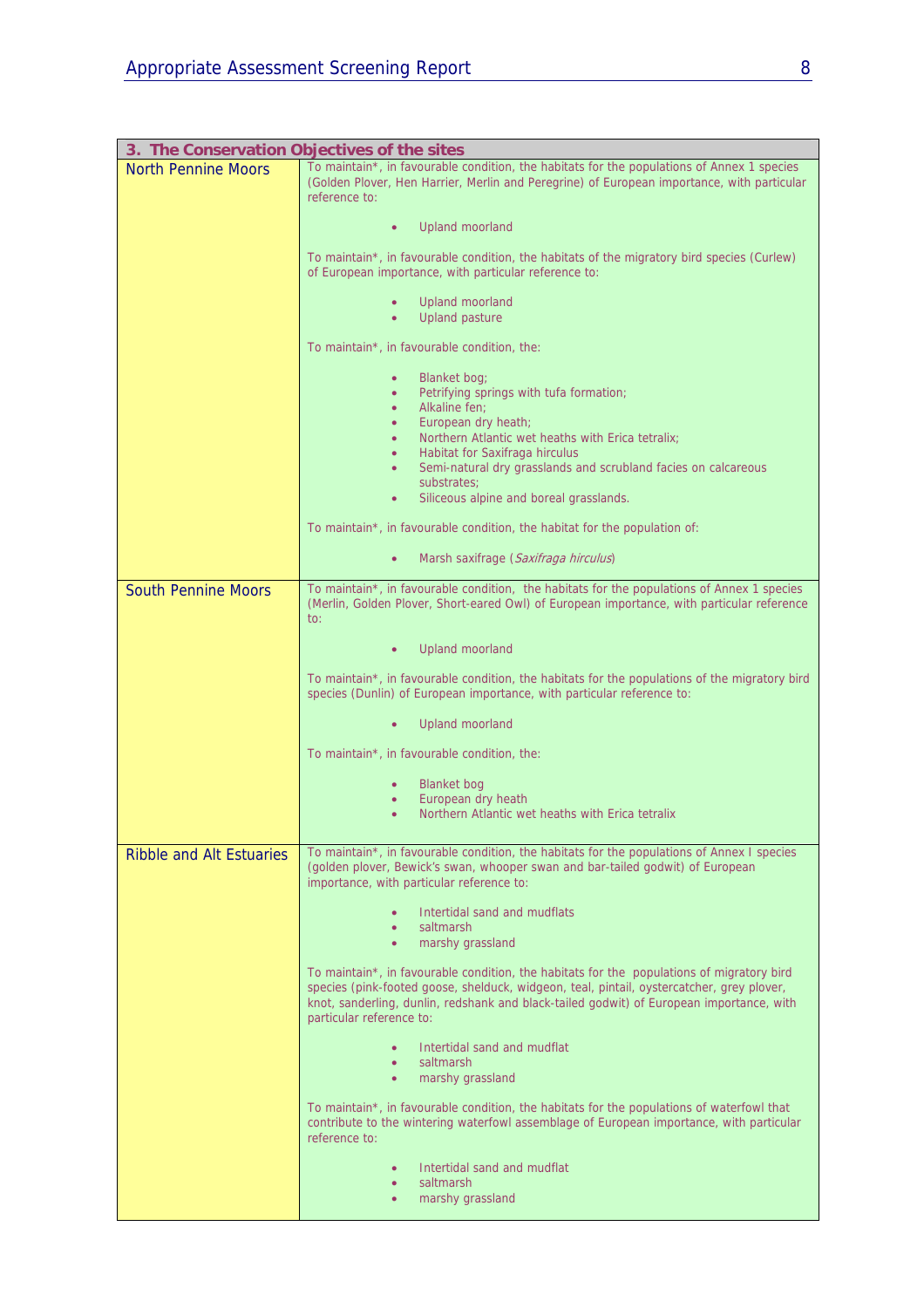| 3. The Conservation Objectives of the sites | |
|---|---|
| North Pennine Moors | To maintain*, in favourable condition, the habitats for the populations of Annex 1 species (Golden Plover, Hen Harrier, Merlin and Peregrine) of European importance, with particular reference to:<br><br>• Upland moorland<br><br>To maintain*, in favourable condition, the habitats of the migratory bird species (Curlew) of European importance, with particular reference to:<br><br>• Upland moorland<br>• Upland pasture<br><br>To maintain*, in favourable condition, the:<br><br>• Blanket bog;<br>• Petrifying springs with tufa formation;<br>• Alkaline fen;<br>• European dry heath;<br>• Northern Atlantic wet heaths with Erica tetralix;<br>• Habitat for Saxifraga hirculus<br>• Semi-natural dry grasslands and scrubland facies on calcareous substrates;<br>• Siliceous alpine and boreal grasslands.<br><br>To maintain*, in favourable condition, the habitat for the population of:<br><br>• Marsh saxifrage (*Saxifraga hirculus*) |
| South Pennine Moors | To maintain*, in favourable condition, the habitats for the populations of Annex 1 species (Merlin, Golden Plover, Short-eared Owl) of European importance, with particular reference to:<br><br>• Upland moorland<br><br>To maintain*, in favourable condition, the habitats for the populations of the migratory bird species (Dunlin) of European importance, with particular reference to:<br><br>• Upland moorland<br><br>To maintain*, in favourable condition, the:<br><br>• Blanket bog<br>• European dry heath<br>• Northern Atlantic wet heaths with Erica tetralix |
| Ribble and Alt Estuaries | To maintain*, in favourable condition, the habitats for the populations of Annex I species (golden plover, Bewick's swan, whooper swan and bar-tailed godwit) of European importance, with particular reference to:<br><br>• Intertidal sand and mudflats<br>• saltmarsh<br>• marshy grassland<br><br>To maintain*, in favourable condition, the habitats for the populations of migratory bird species (pink-footed goose, shelduck, widgeon, teal, pintail, oystercatcher, grey plover, knot, sanderling, dunlin, redshank and black-tailed godwit) of European importance, with particular reference to:<br><br>• Intertidal sand and mudflat<br>• saltmarsh<br>• marshy grassland<br><br>To maintain*, in favourable condition, the habitats for the populations of waterfowl that contribute to the wintering waterfowl assemblage of European importance, with particular reference to:<br><br>• Intertidal sand and mudflat<br>• saltmarsh<br>• marshy grassland |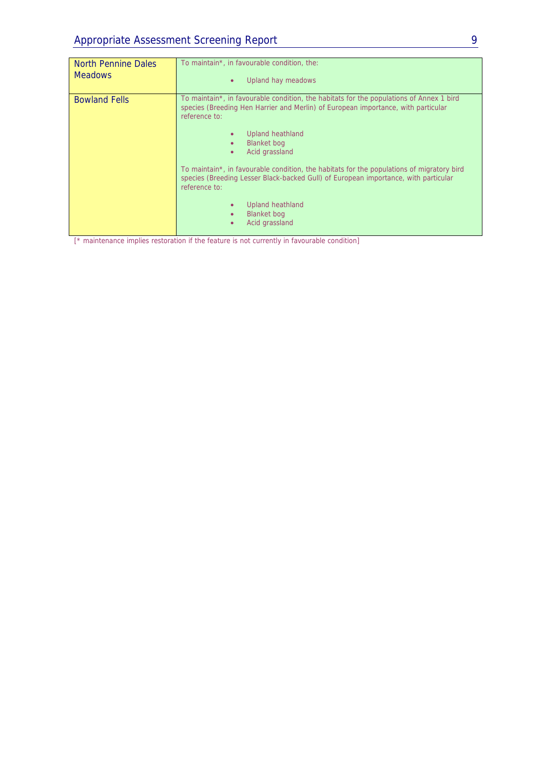| | |
|---|---|
| North Pennine Dales Meadows | To maintain*, in favourable condition, the:<br><br>• Upland hay meadows |
| Bowland Fells | To maintain*, in favourable condition, the habitats for the populations of Annex 1 bird species (Breeding Hen Harrier and Merlin) of European importance, with particular reference to:<br><br>• Upland heathland<br>• Blanket bog<br>• Acid grassland<br><br>To maintain*, in favourable condition, the habitats for the populations of migratory bird species (Breeding Lesser Black-backed Gull) of European importance, with particular reference to:<br><br>• Upland heathland<br>• Blanket bog<br>• Acid grassland |

[* maintenance implies restoration if the feature is not currently in favourable condition]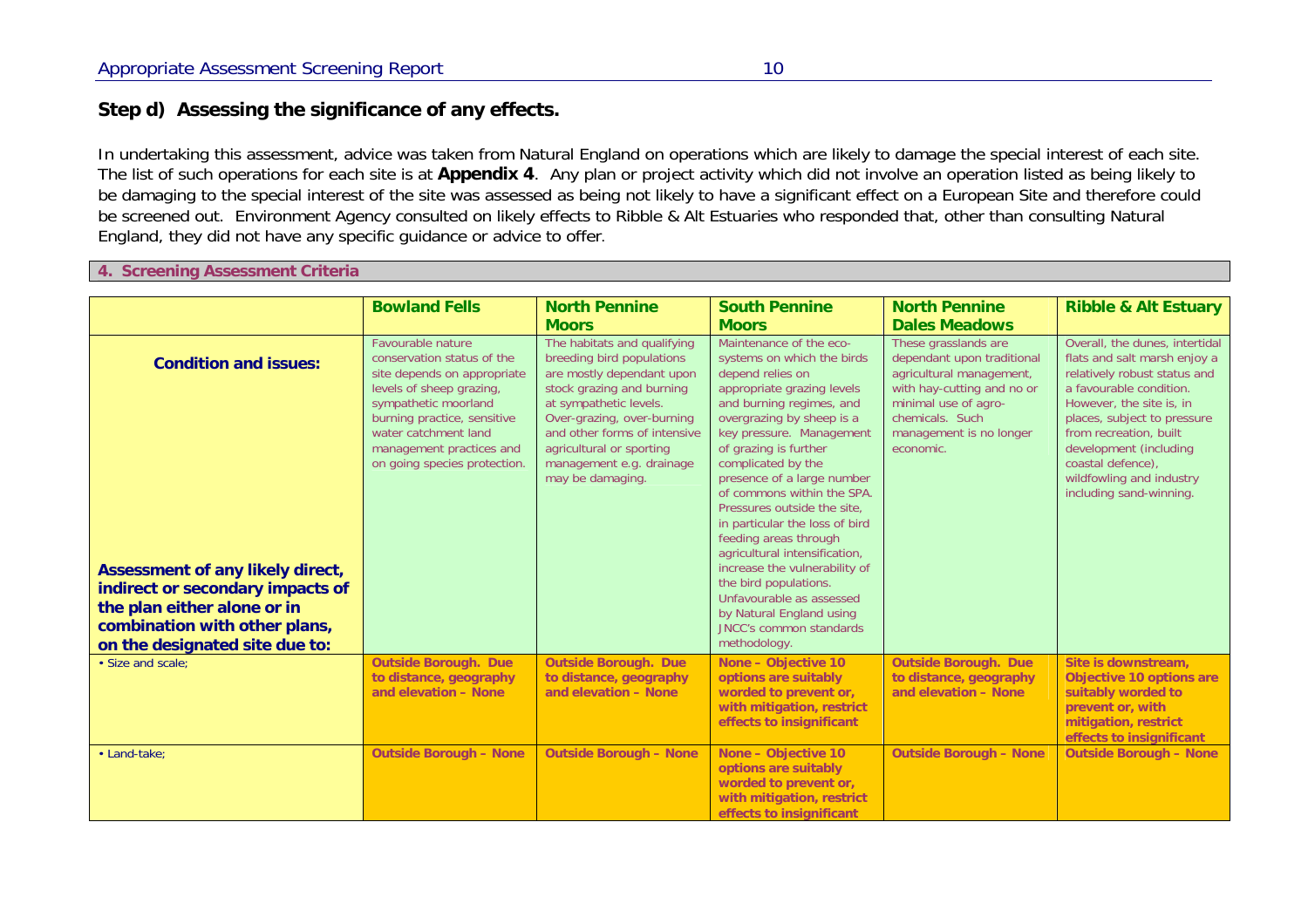## Step d) Assessing the significance of any effects.

In undertaking this assessment, advice was taken from Natural England on operations which are likely to damage the special interest of each site. The list of such operations for each site is at **Appendix 4**. Any plan or project activity which did not involve an operation listed as being likely to be damaging to the special interest of the site was assessed as being not likely to have a significant effect on a European Site and therefore could be screened out. Environment Agency consulted on likely effects to Ribble & Alt Estuaries who responded that, other than consulting Natural England, they did not have any specific guidance or advice to offer.

**4. Screening Assessment Criteria**

| | Bowland Fells | North Pennine Moors | South Pennine Moors | North Pennine Dales Meadows | Ribble & Alt Estuary |
|---|---|---|---|---|---|
| **Condition and issues:**<br><br>**Assessment of any likely direct, indirect or secondary impacts of the plan either alone or in combination with other plans, on the designated site due to:** | Favourable nature conservation status of the site depends on appropriate levels of sheep grazing, sympathetic moorland burning practice, sensitive water catchment land management practices and on going species protection. | The habitats and qualifying breeding bird populations are mostly dependant upon stock grazing and burning at sympathetic levels. Over-grazing, over-burning and other forms of intensive agricultural or sporting management e.g. drainage may be damaging. | Maintenance of the eco-systems on which the birds depend relies on appropriate grazing levels and burning regimes, and overgrazing by sheep is a key pressure. Management of grazing is further complicated by the presence of a large number of commons within the SPA. Pressures outside the site, in particular the loss of bird feeding areas through agricultural intensification, increase the vulnerability of the bird populations. Unfavourable as assessed by Natural England using JNCC's common standards methodology. | These grasslands are dependant upon traditional agricultural management, with hay-cutting and no or minimal use of agro-chemicals. Such management is no longer economic. | Overall, the dunes, intertidal flats and salt marsh enjoy a relatively robust status and a favourable condition. However, the site is, in places, subject to pressure from recreation, built development (including coastal defence), wildfowling and industry including sand-winning. |
| • Size and scale; | **Outside Borough. Due to distance, geography and elevation – None** | **Outside Borough. Due to distance, geography and elevation – None** | **None – Objective 10 options are suitably worded to prevent or, with mitigation, restrict effects to insignificant** | **Outside Borough. Due to distance, geography and elevation – None** | **Site is downstream, Objective 10 options are suitably worded to prevent or, with mitigation, restrict effects to insignificant** |
| • Land-take; | **Outside Borough – None** | **Outside Borough – None** | **None – Objective 10 options are suitably worded to prevent or, with mitigation, restrict effects to insignificant** | **Outside Borough – None** | **Outside Borough – None** |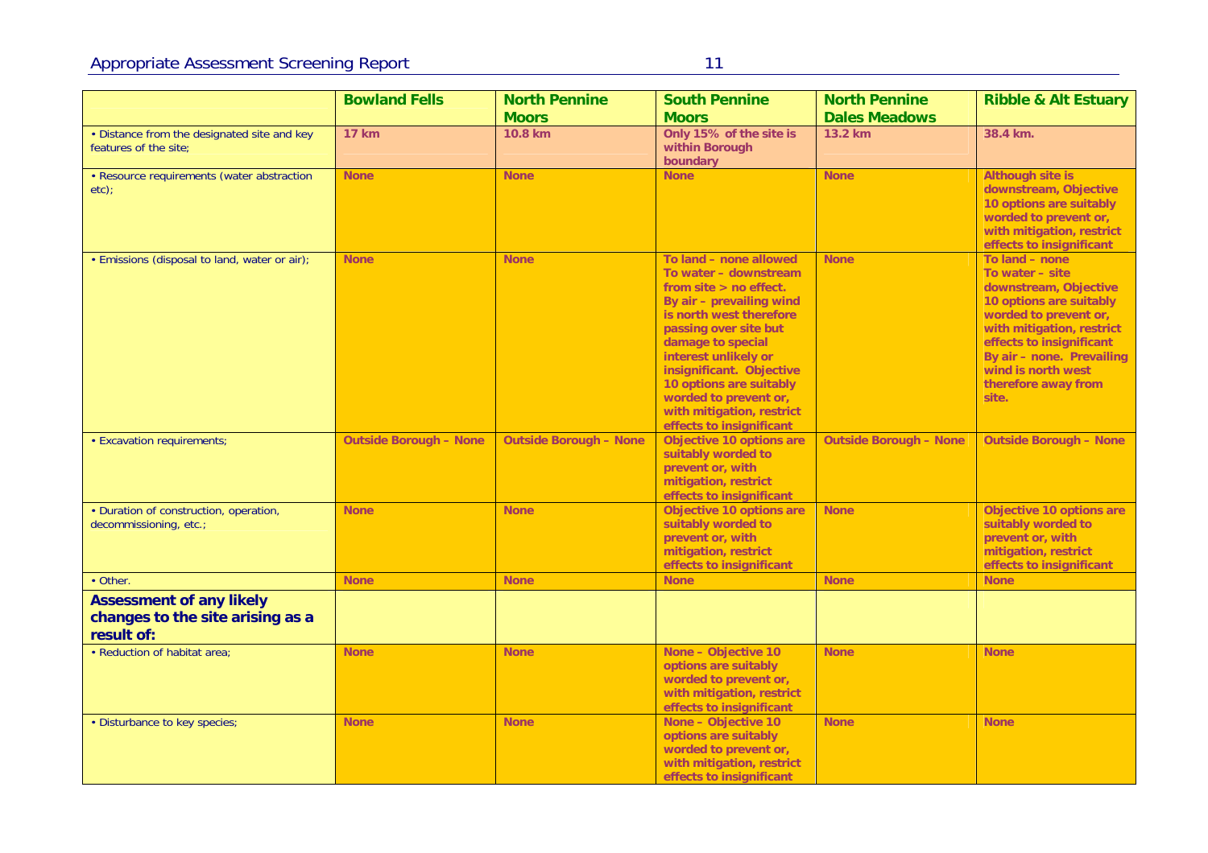| | Bowland Fells | North Pennine Moors | South Pennine Moors | North Pennine Dales Meadows | Ribble & Alt Estuary |
|---|---|---|---|---|---|
| • Distance from the designated site and key features of the site; | 17 km | 10.8 km | Only 15% of the site is within Borough boundary | 13.2 km | 38.4 km. |
| • Resource requirements (water abstraction etc); | None | None | None | None | Although site is downstream, Objective 10 options are suitably worded to prevent or, with mitigation, restrict effects to insignificant |
| • Emissions (disposal to land, water or air); | None | None | To land – none allowed<br>To water – downstream from site > no effect.<br>By air – prevailing wind is north west therefore passing over site but damage to special interest unlikely or insignificant. Objective 10 options are suitably worded to prevent or, with mitigation, restrict effects to insignificant | None | To land – none<br>To water – site downstream, Objective 10 options are suitably worded to prevent or, with mitigation, restrict effects to insignificant<br>By air – none. Prevailing wind is north west therefore away from site. |
| • Excavation requirements; | Outside Borough – None | Outside Borough – None | Objective 10 options are suitably worded to prevent or, with mitigation, restrict effects to insignificant | Outside Borough – None | Outside Borough – None |
| • Duration of construction, operation, decommissioning, etc.; | None | None | Objective 10 options are suitably worded to prevent or, with mitigation, restrict effects to insignificant | None | Objective 10 options are suitably worded to prevent or, with mitigation, restrict effects to insignificant |
| • Other. | None | None | None | None | None |
| **Assessment of any likely changes to the site arising as a result of:** | | | | | |
| • Reduction of habitat area; | None | None | None – Objective 10 options are suitably worded to prevent or, with mitigation, restrict effects to insignificant | None | None |
| • Disturbance to key species; | None | None | None – Objective 10 options are suitably worded to prevent or, with mitigation, restrict effects to insignificant | None | None |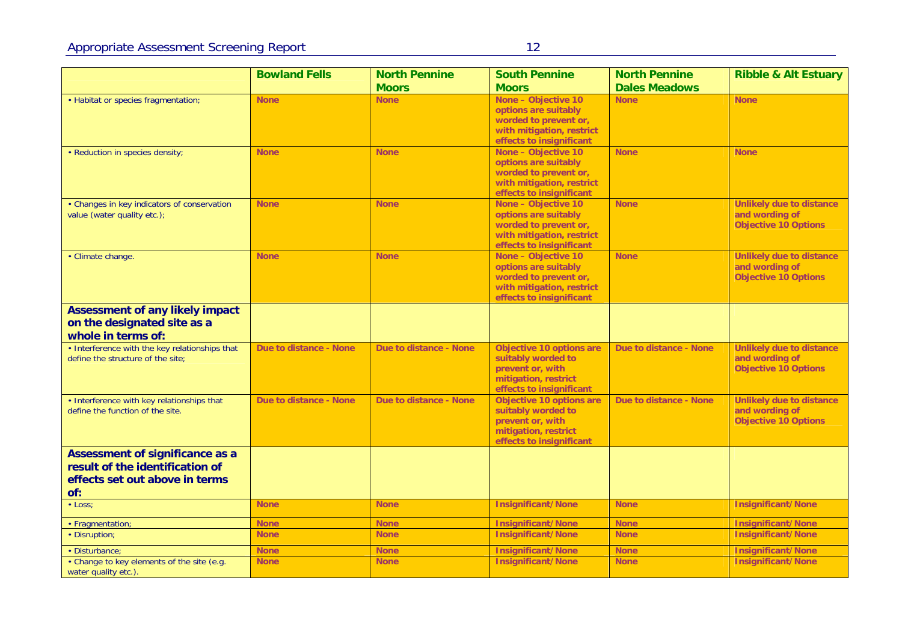| | Bowland Fells | North Pennine Moors | South Pennine Moors | North Pennine Dales Meadows | Ribble & Alt Estuary |
|---|---|---|---|---|---|
| • Habitat or species fragmentation; | None | None | None – Objective 10 options are suitably worded to prevent or, with mitigation, restrict effects to insignificant | None | None |
| • Reduction in species density; | None | None | None – Objective 10 options are suitably worded to prevent or, with mitigation, restrict effects to insignificant | None | None |
| • Changes in key indicators of conservation value (water quality etc.); | None | None | None – Objective 10 options are suitably worded to prevent or, with mitigation, restrict effects to insignificant | None | Unlikely due to distance and wording of Objective 10 Options |
| • Climate change. | None | None | None – Objective 10 options are suitably worded to prevent or, with mitigation, restrict effects to insignificant | None | Unlikely due to distance and wording of Objective 10 Options |
| **Assessment of any likely impact on the designated site as a whole in terms of:** | | | | | |
| • Interference with the key relationships that define the structure of the site; | Due to distance - None | Due to distance - None | Objective 10 options are suitably worded to prevent or, with mitigation, restrict effects to insignificant | Due to distance - None | Unlikely due to distance and wording of Objective 10 Options |
| • Interference with key relationships that define the function of the site. | Due to distance - None | Due to distance - None | Objective 10 options are suitably worded to prevent or, with mitigation, restrict effects to insignificant | Due to distance - None | Unlikely due to distance and wording of Objective 10 Options |
| **Assessment of significance as a result of the identification of effects set out above in terms of:** | | | | | |
| • Loss; | None | None | Insignificant/None | None | Insignificant/None |
| • Fragmentation; | None | None | Insignificant/None | None | Insignificant/None |
| • Disruption; | None | None | Insignificant/None | None | Insignificant/None |
| • Disturbance; | None | None | Insignificant/None | None | Insignificant/None |
| • Change to key elements of the site (e.g. water quality etc.). | None | None | Insignificant/None | None | Insignificant/None |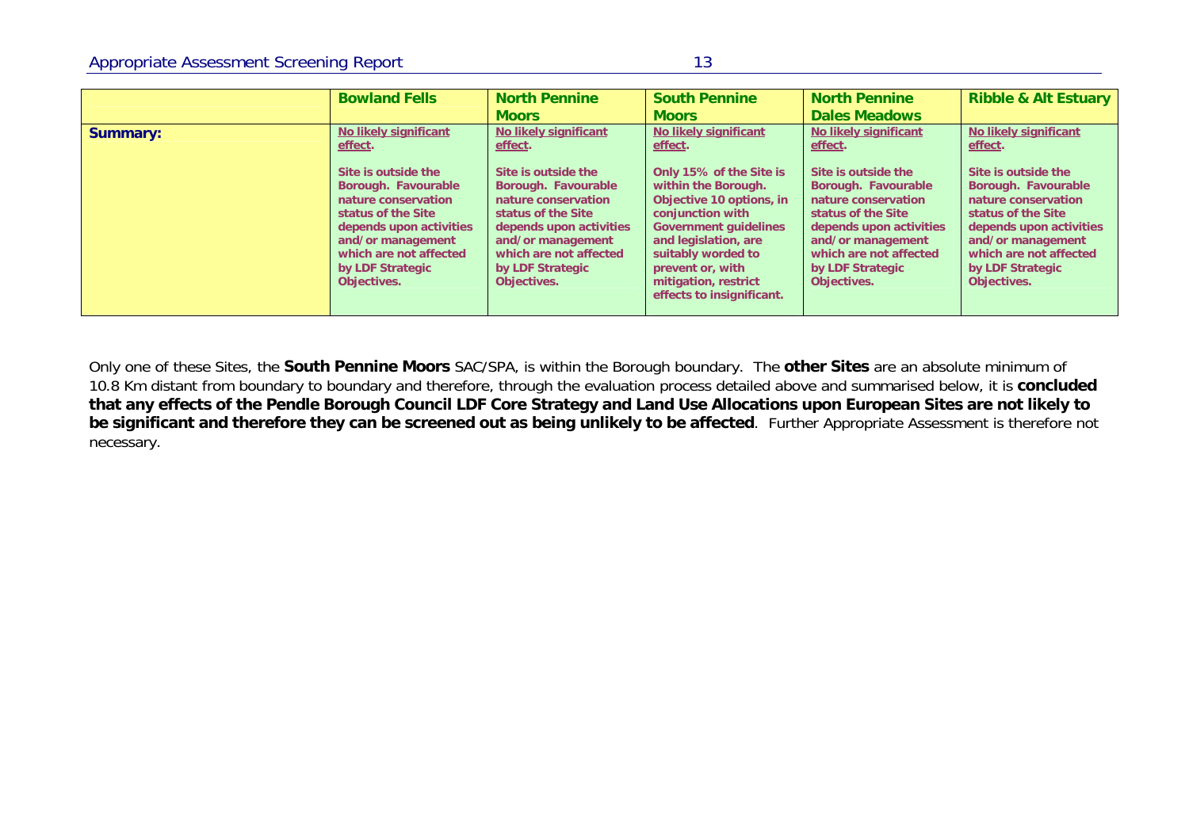| | Bowland Fells | North Pennine Moors | South Pennine Moors | North Pennine Dales Meadows | Ribble & Alt Estuary |
|---|---|---|---|---|---|
| **Summary:** | **No likely significant effect.**<br><br>**Site is outside the Borough. Favourable nature conservation status of the Site depends upon activities and/or management which are not affected by LDF Strategic Objectives.** | **No likely significant effect.**<br><br>**Site is outside the Borough. Favourable nature conservation status of the Site depends upon activities and/or management which are not affected by LDF Strategic Objectives.** | **No likely significant effect.**<br><br>**Only 15% of the Site is within the Borough. Objective 10 options, in conjunction with Government guidelines and legislation, are suitably worded to prevent or, with mitigation, restrict effects to insignificant.** | **No likely significant effect.**<br><br>**Site is outside the Borough. Favourable nature conservation status of the Site depends upon activities and/or management which are not affected by LDF Strategic Objectives.** | **No likely significant effect.**<br><br>**Site is outside the Borough. Favourable nature conservation status of the Site depends upon activities and/or management which are not affected by LDF Strategic Objectives.** |

Only one of these Sites, the **South Pennine Moors** SAC/SPA, is within the Borough boundary. The **other Sites** are an absolute minimum of 10.8 Km distant from boundary to boundary and therefore, through the evaluation process detailed above and summarised below, it is **concluded that any effects of the Pendle Borough Council LDF Core Strategy and Land Use Allocations upon European Sites are not likely to be significant and therefore they can be screened out as being unlikely to be affected**. Further Appropriate Assessment is therefore not necessary.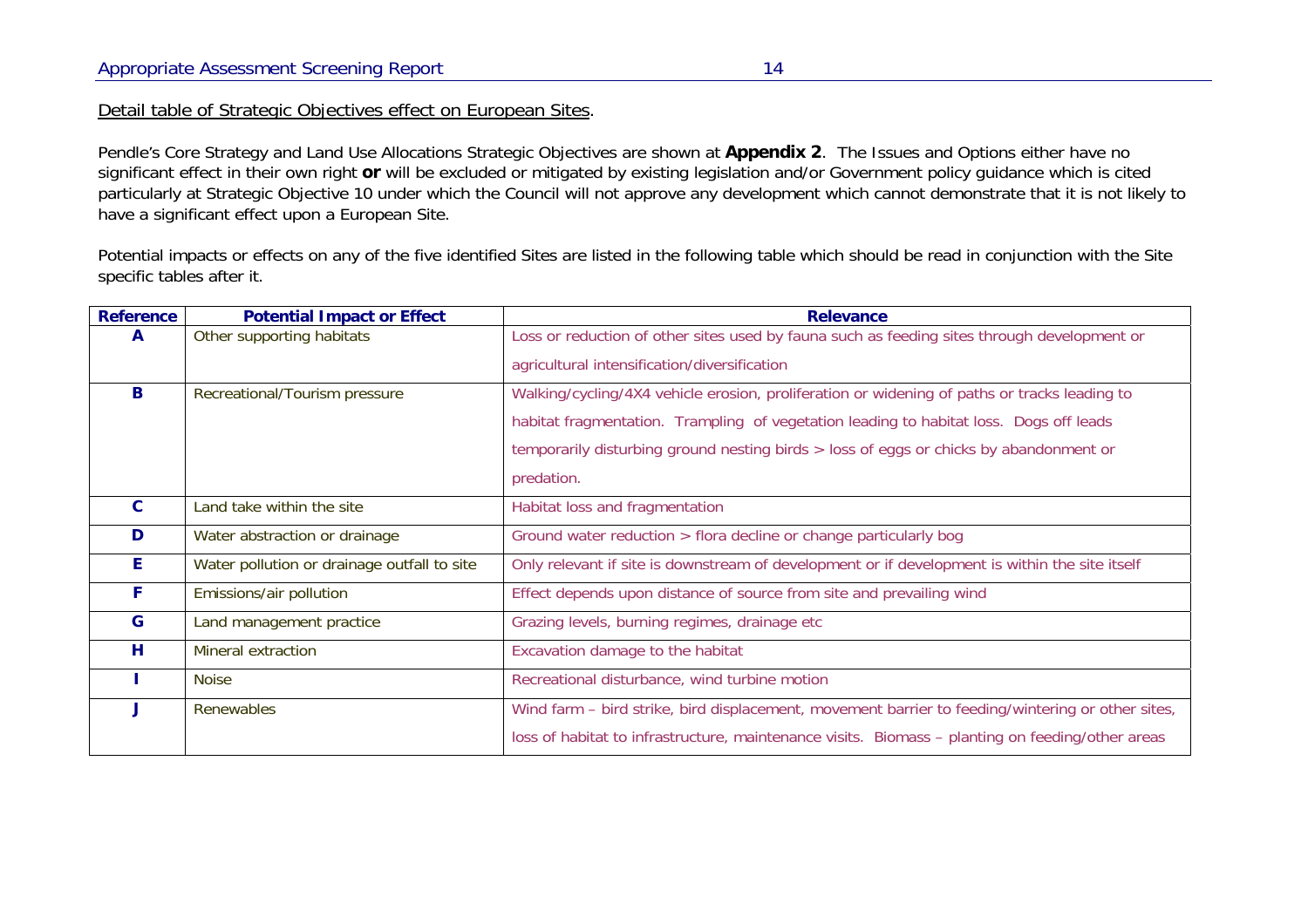<u>Detail table of Strategic Objectives effect on European Sites</u>.

Pendle's Core Strategy and Land Use Allocations Strategic Objectives are shown at **Appendix 2**. The Issues and Options either have no significant effect in their own right **or** will be excluded or mitigated by existing legislation and/or Government policy guidance which is cited particularly at Strategic Objective 10 under which the Council will not approve any development which cannot demonstrate that it is not likely to have a significant effect upon a European Site.

Potential impacts or effects on any of the five identified Sites are listed in the following table which should be read in conjunction with the Site specific tables after it.

| Reference | Potential Impact or Effect | Relevance |
|---|---|---|
| **A** | Other supporting habitats | Loss or reduction of other sites used by fauna such as feeding sites through development or agricultural intensification/diversification |
| **B** | Recreational/Tourism pressure | Walking/cycling/4X4 vehicle erosion, proliferation or widening of paths or tracks leading to habitat fragmentation. Trampling of vegetation leading to habitat loss. Dogs off leads temporarily disturbing ground nesting birds > loss of eggs or chicks by abandonment or predation. |
| **C** | Land take within the site | Habitat loss and fragmentation |
| **D** | Water abstraction or drainage | Ground water reduction > flora decline or change particularly bog |
| **E** | Water pollution or drainage outfall to site | Only relevant if site is downstream of development or if development is within the site itself |
| **F** | Emissions/air pollution | Effect depends upon distance of source from site and prevailing wind |
| **G** | Land management practice | Grazing levels, burning regimes, drainage etc |
| **H** | Mineral extraction | Excavation damage to the habitat |
| **I** | Noise | Recreational disturbance, wind turbine motion |
| **J** | Renewables | Wind farm – bird strike, bird displacement, movement barrier to feeding/wintering or other sites, loss of habitat to infrastructure, maintenance visits. Biomass – planting on feeding/other areas |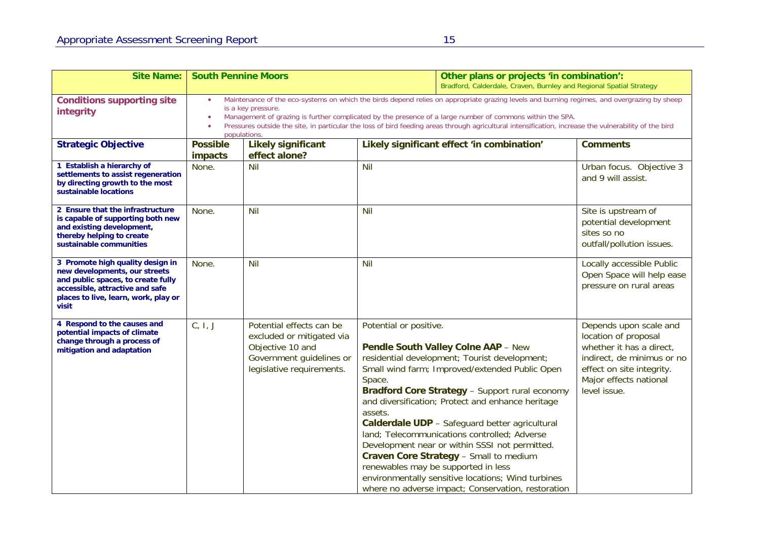| **Site Name:** | **South Pennine Moors** | | **Other plans or projects 'in combination':** Bradford, Calderdale, Craven, Burnley and Regional Spatial Strategy | |
|---|---|---|---|---|
| **Conditions supporting site integrity** | • Maintenance of the eco-systems on which the birds depend relies on appropriate grazing levels and burning regimes, and overgrazing by sheep is a key pressure.<br>• Management of grazing is further complicated by the presence of a large number of commons within the SPA.<br>• Pressures outside the site, in particular the loss of bird feeding areas through agricultural intensification, increase the vulnerability of the bird populations. | | | |
| **Strategic Objective** | **Possible impacts** | **Likely significant effect alone?** | **Likely significant effect 'in combination'** | **Comments** |
| **1 Establish a hierarchy of settlements to assist regeneration by directing growth to the most sustainable locations** | None. | Nil | Nil | Urban focus. Objective 3 and 9 will assist. |
| **2 Ensure that the infrastructure is capable of supporting both new and existing development, thereby helping to create sustainable communities** | None. | Nil | Nil | Site is upstream of potential development sites so no outfall/pollution issues. |
| **3 Promote high quality design in new developments, our streets and public spaces, to create fully accessible, attractive and safe places to live, learn, work, play or visit** | None. | Nil | Nil | Locally accessible Public Open Space will help ease pressure on rural areas |
| **4 Respond to the causes and potential impacts of climate change through a process of mitigation and adaptation** | C, I, J | Potential effects can be excluded or mitigated via Objective 10 and Government guidelines or legislative requirements. | Potential or positive.<br><br>**Pendle South Valley Colne AAP** – New residential development; Tourist development; Small wind farm; Improved/extended Public Open Space.<br>**Bradford Core Strategy** – Support rural economy and diversification; Protect and enhance heritage assets.<br>**Calderdale UDP** – Safeguard better agricultural land; Telecommunications controlled; Adverse Development near or within SSSI not permitted.<br>**Craven Core Strategy** – Small to medium renewables may be supported in less environmentally sensitive locations; Wind turbines where no adverse impact; Conservation, restoration | Depends upon scale and location of proposal whether it has a direct, indirect, de minimus or no effect on site integrity. Major effects national level issue. |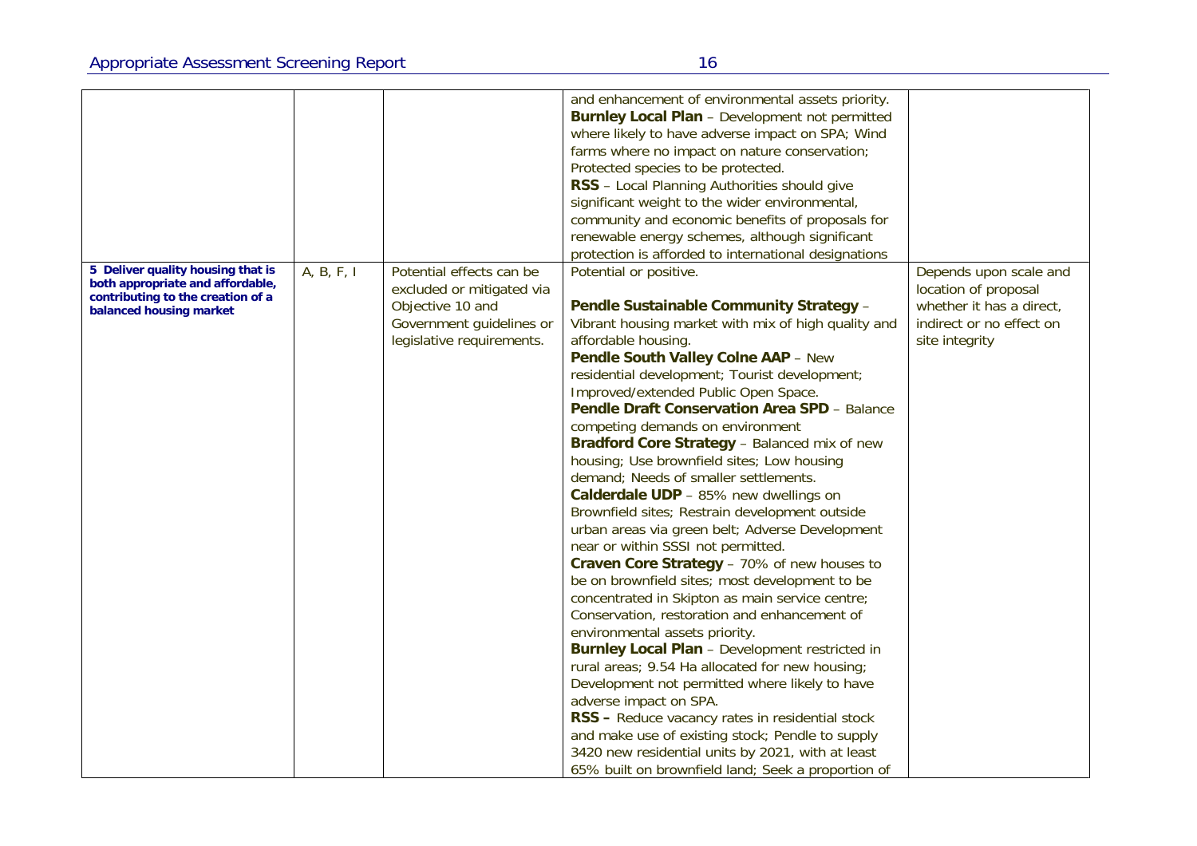| | | | | |
|---|---|---|---|---|
| | | | and enhancement of environmental assets priority. **Burnley Local Plan** – Development not permitted where likely to have adverse impact on SPA; Wind farms where no impact on nature conservation; Protected species to be protected. **RSS** – Local Planning Authorities should give significant weight to the wider environmental, community and economic benefits of proposals for renewable energy schemes, although significant protection is afforded to international designations | |
| **5 Deliver quality housing that is both appropriate and affordable, contributing to the creation of a balanced housing market** | A, B, F, I | Potential effects can be excluded or mitigated via Objective 10 and Government guidelines or legislative requirements. | Potential or positive. **Pendle Sustainable Community Strategy** – Vibrant housing market with mix of high quality and affordable housing. **Pendle South Valley Colne AAP** – New residential development; Tourist development; Improved/extended Public Open Space. **Pendle Draft Conservation Area SPD** – Balance competing demands on environment **Bradford Core Strategy** – Balanced mix of new housing; Use brownfield sites; Low housing demand; Needs of smaller settlements. **Calderdale UDP** – 85% new dwellings on Brownfield sites; Restrain development outside urban areas via green belt; Adverse Development near or within SSSI not permitted. **Craven Core Strategy** – 70% of new houses to be on brownfield sites; most development to be concentrated in Skipton as main service centre; Conservation, restoration and enhancement of environmental assets priority. **Burnley Local Plan** – Development restricted in rural areas; 9.54 Ha allocated for new housing; Development not permitted where likely to have adverse impact on SPA. **RSS –** Reduce vacancy rates in residential stock and make use of existing stock; Pendle to supply 3420 new residential units by 2021, with at least 65% built on brownfield land; Seek a proportion of | Depends upon scale and location of proposal whether it has a direct, indirect or no effect on site integrity |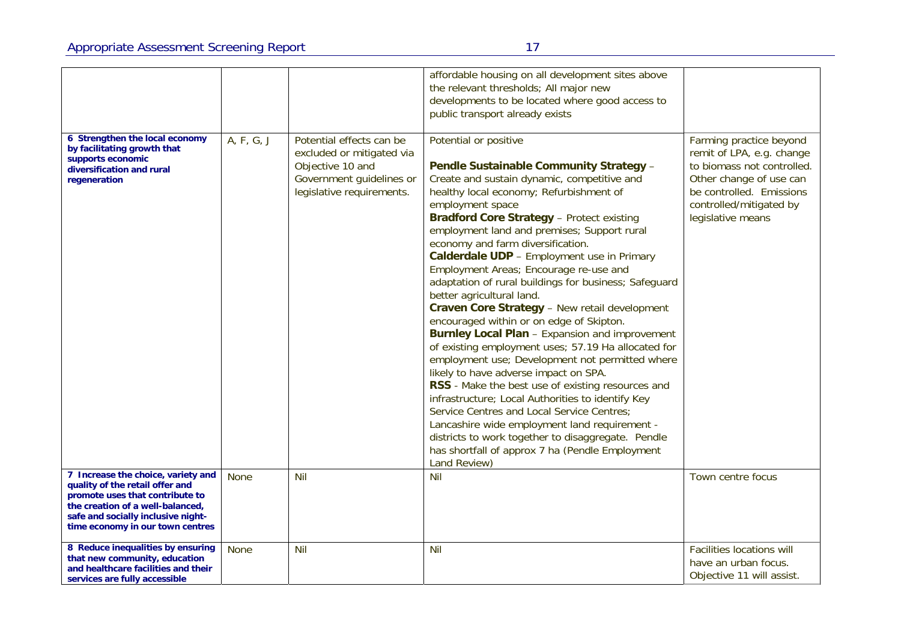| | | | | |
|---|---|---|---|---|
| | | | affordable housing on all development sites above the relevant thresholds; All major new developments to be located where good access to public transport already exists | |
| **6 Strengthen the local economy by facilitating growth that supports economic diversification and rural regeneration** | A, F, G, J | Potential effects can be excluded or mitigated via Objective 10 and Government guidelines or legislative requirements. | Potential or positive<br><br>**Pendle Sustainable Community Strategy** – Create and sustain dynamic, competitive and healthy local economy; Refurbishment of employment space<br>**Bradford Core Strategy** – Protect existing employment land and premises; Support rural economy and farm diversification.<br>**Calderdale UDP** – Employment use in Primary Employment Areas; Encourage re-use and adaptation of rural buildings for business; Safeguard better agricultural land.<br>**Craven Core Strategy** – New retail development encouraged within or on edge of Skipton.<br>**Burnley Local Plan** – Expansion and improvement of existing employment uses; 57.19 Ha allocated for employment use; Development not permitted where likely to have adverse impact on SPA.<br>**RSS** - Make the best use of existing resources and infrastructure; Local Authorities to identify Key Service Centres and Local Service Centres; Lancashire wide employment land requirement - districts to work together to disaggregate. Pendle has shortfall of approx 7 ha (Pendle Employment Land Review) | Farming practice beyond remit of LPA, e.g. change to biomass not controlled. Other change of use can be controlled. Emissions controlled/mitigated by legislative means |
| **7 Increase the choice, variety and quality of the retail offer and promote uses that contribute to the creation of a well-balanced, safe and socially inclusive night-time economy in our town centres** | None | Nil | Nil | Town centre focus |
| **8 Reduce inequalities by ensuring that new community, education and healthcare facilities and their services are fully accessible** | None | Nil | Nil | Facilities locations will have an urban focus. Objective 11 will assist. |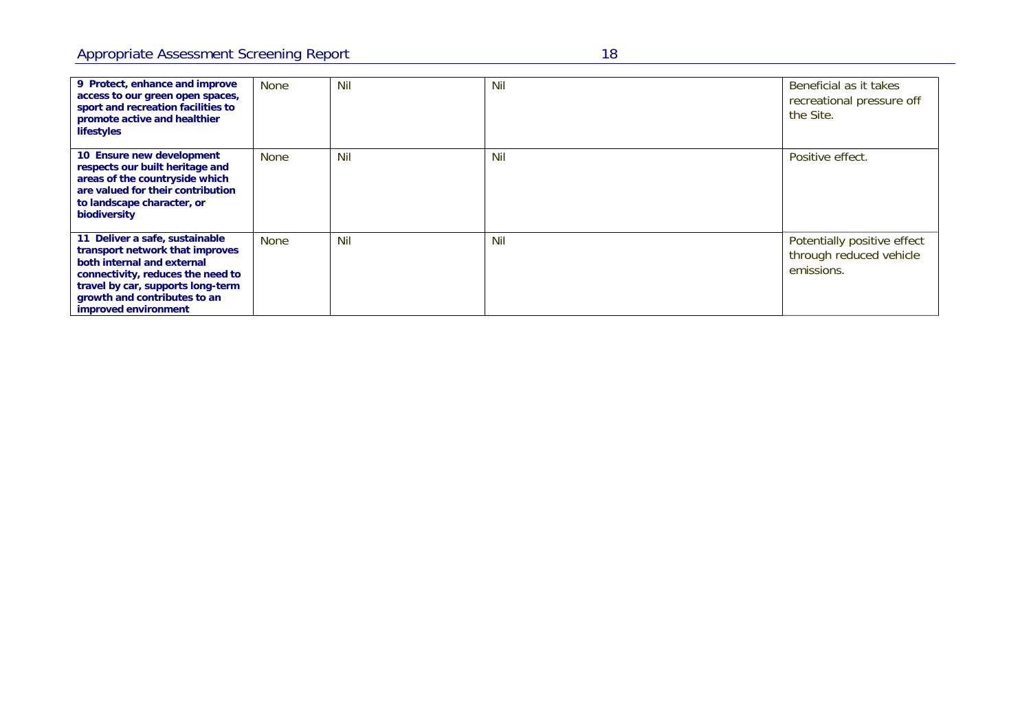| | | | | |
|---|---|---|---|---|
| **9 Protect, enhance and improve access to our green open spaces, sport and recreation facilities to promote active and healthier lifestyles** | None | Nil | Nil | Beneficial as it takes recreational pressure off the Site. |
| **10 Ensure new development respects our built heritage and areas of the countryside which are valued for their contribution to landscape character, or biodiversity** | None | Nil | Nil | Positive effect. |
| **11 Deliver a safe, sustainable transport network that improves both internal and external connectivity, reduces the need to travel by car, supports long-term growth and contributes to an improved environment** | None | Nil | Nil | Potentially positive effect through reduced vehicle emissions. |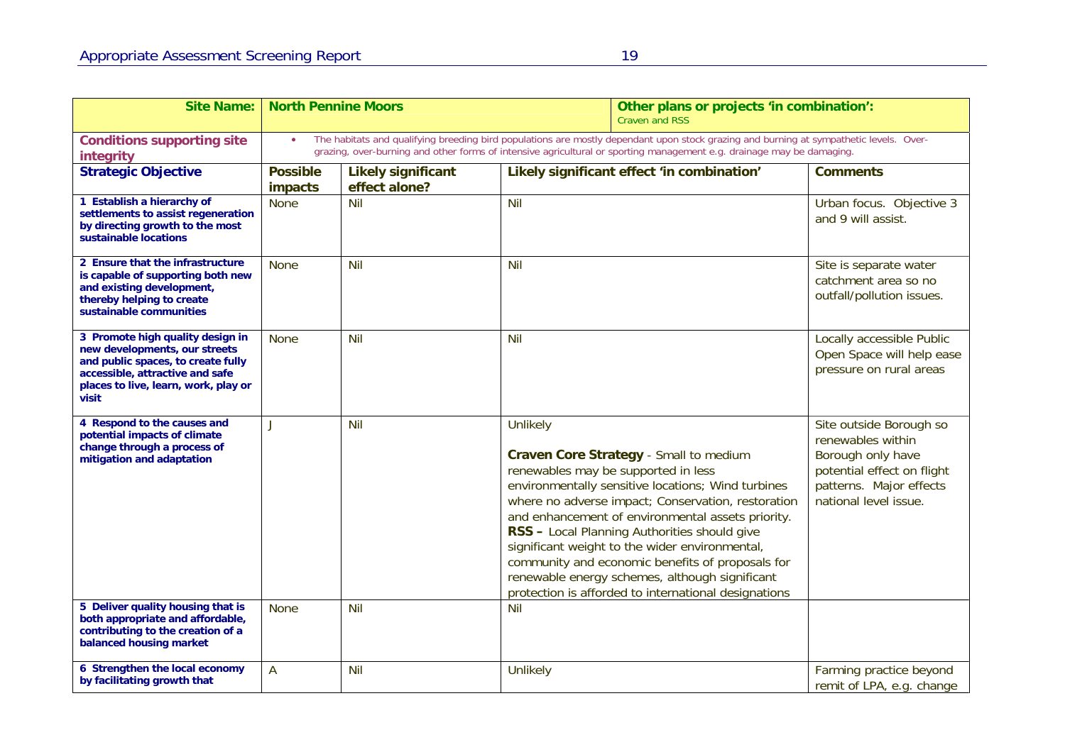| Site Name: | North Pennine Moors | | Other plans or projects 'in combination': Craven and RSS | |
|---|---|---|---|---|
| **Conditions supporting site integrity** | • The habitats and qualifying breeding bird populations are mostly dependant upon stock grazing and burning at sympathetic levels. Over-grazing, over-burning and other forms of intensive agricultural or sporting management e.g. drainage may be damaging. | | | |
| **Strategic Objective** | **Possible impacts** | **Likely significant effect alone?** | **Likely significant effect 'in combination'** | **Comments** |
| **1 Establish a hierarchy of settlements to assist regeneration by directing growth to the most sustainable locations** | None | Nil | Nil | Urban focus. Objective 3 and 9 will assist. |
| **2 Ensure that the infrastructure is capable of supporting both new and existing development, thereby helping to create sustainable communities** | None | Nil | Nil | Site is separate water catchment area so no outfall/pollution issues. |
| **3 Promote high quality design in new developments, our streets and public spaces, to create fully accessible, attractive and safe places to live, learn, work, play or visit** | None | Nil | Nil | Locally accessible Public Open Space will help ease pressure on rural areas |
| **4 Respond to the causes and potential impacts of climate change through a process of mitigation and adaptation** | J | Nil | Unlikely<br><br>**Craven Core Strategy** - Small to medium renewables may be supported in less environmentally sensitive locations; Wind turbines where no adverse impact; Conservation, restoration and enhancement of environmental assets priority.<br>**RSS –** Local Planning Authorities should give significant weight to the wider environmental, community and economic benefits of proposals for renewable energy schemes, although significant protection is afforded to international designations | Site outside Borough so renewables within Borough only have potential effect on flight patterns. Major effects national level issue. |
| **5 Deliver quality housing that is both appropriate and affordable, contributing to the creation of a balanced housing market** | None | Nil | Nil | |
| **6 Strengthen the local economy by facilitating growth that** | A | Nil | Unlikely | Farming practice beyond remit of LPA, e.g. change |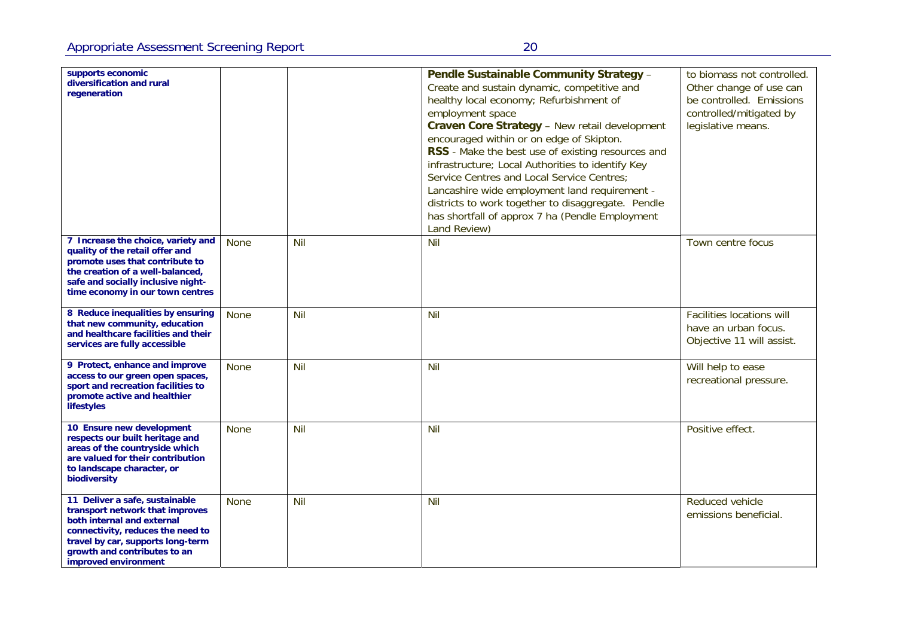| | | | | |
|---|---|---|---|---|
| **supports economic diversification and rural regeneration** | | | **Pendle Sustainable Community Strategy** – Create and sustain dynamic, competitive and healthy local economy; Refurbishment of employment space<br>**Craven Core Strategy** – New retail development encouraged within or on edge of Skipton.<br>**RSS** - Make the best use of existing resources and infrastructure; Local Authorities to identify Key Service Centres and Local Service Centres; Lancashire wide employment land requirement - districts to work together to disaggregate. Pendle has shortfall of approx 7 ha (Pendle Employment Land Review) | to biomass not controlled. Other change of use can be controlled. Emissions controlled/mitigated by legislative means. |
| **7 Increase the choice, variety and quality of the retail offer and promote uses that contribute to the creation of a well-balanced, safe and socially inclusive night-time economy in our town centres** | None | Nil | Nil | Town centre focus |
| **8 Reduce inequalities by ensuring that new community, education and healthcare facilities and their services are fully accessible** | None | Nil | Nil | Facilities locations will have an urban focus. Objective 11 will assist. |
| **9 Protect, enhance and improve access to our green open spaces, sport and recreation facilities to promote active and healthier lifestyles** | None | Nil | Nil | Will help to ease recreational pressure. |
| **10 Ensure new development respects our built heritage and areas of the countryside which are valued for their contribution to landscape character, or biodiversity** | None | Nil | Nil | Positive effect. |
| **11 Deliver a safe, sustainable transport network that improves both internal and external connectivity, reduces the need to travel by car, supports long-term growth and contributes to an improved environment** | None | Nil | Nil | Reduced vehicle emissions beneficial. |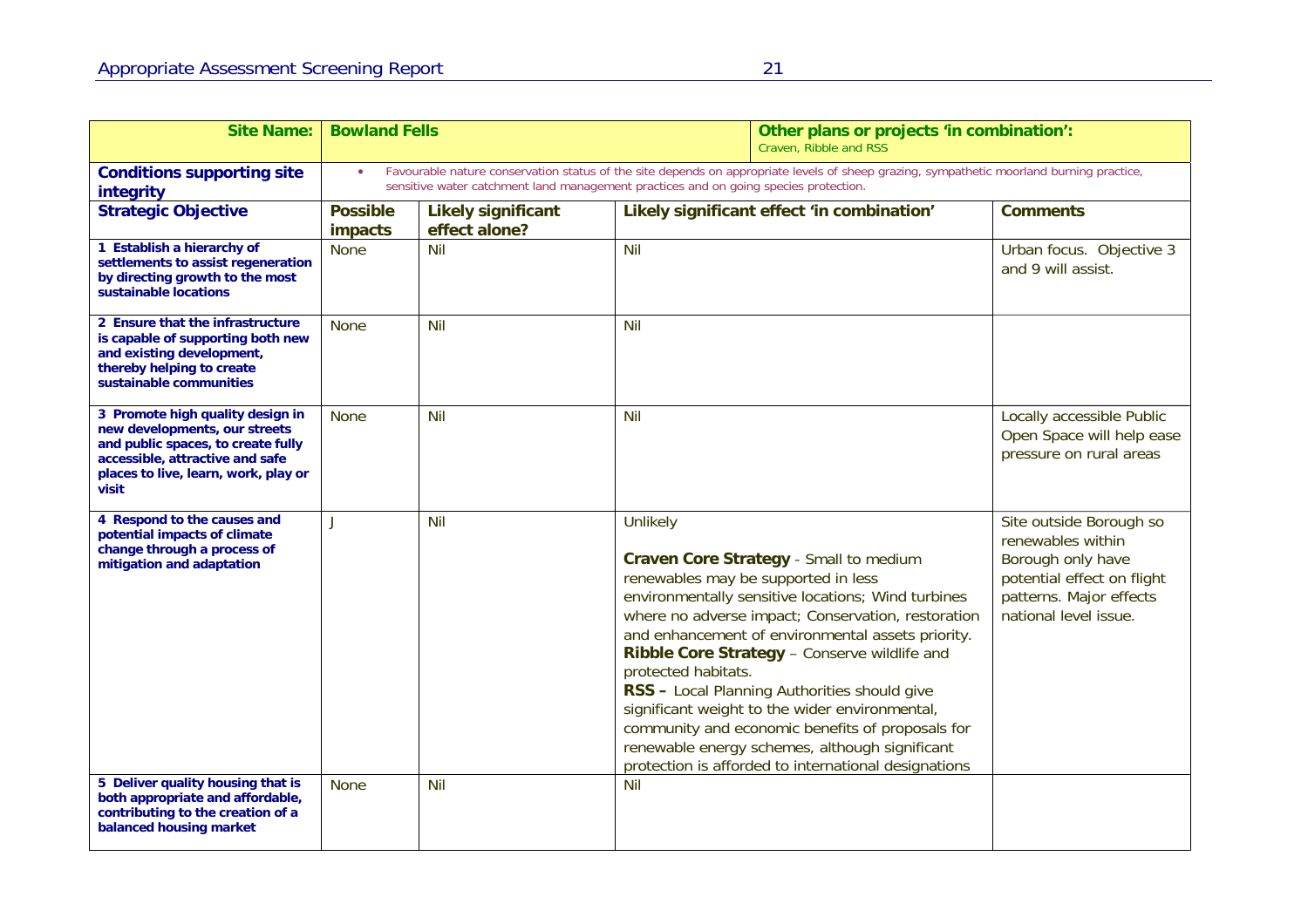| **Site Name:** | **Bowland Fells** | | **Other plans or projects 'in combination':** Craven, Ribble and RSS | |
|---|---|---|---|---|
| **Conditions supporting site integrity** | • Favourable nature conservation status of the site depends on appropriate levels of sheep grazing, sympathetic moorland burning practice, sensitive water catchment land management practices and on going species protection. | | | |
| **Strategic Objective** | **Possible impacts** | **Likely significant effect alone?** | **Likely significant effect 'in combination'** | **Comments** |
| **1 Establish a hierarchy of settlements to assist regeneration by directing growth to the most sustainable locations** | None | Nil | Nil | Urban focus. Objective 3 and 9 will assist. |
| **2 Ensure that the infrastructure is capable of supporting both new and existing development, thereby helping to create sustainable communities** | None | Nil | Nil | |
| **3 Promote high quality design in new developments, our streets and public spaces, to create fully accessible, attractive and safe places to live, learn, work, play or visit** | None | Nil | Nil | Locally accessible Public Open Space will help ease pressure on rural areas |
| **4 Respond to the causes and potential impacts of climate change through a process of mitigation and adaptation** | J | Nil | Unlikely<br><br>**Craven Core Strategy** - Small to medium renewables may be supported in less environmentally sensitive locations; Wind turbines where no adverse impact; Conservation, restoration and enhancement of environmental assets priority.<br>**Ribble Core Strategy** – Conserve wildlife and protected habitats.<br>**RSS –** Local Planning Authorities should give significant weight to the wider environmental, community and economic benefits of proposals for renewable energy schemes, although significant protection is afforded to international designations | Site outside Borough so renewables within Borough only have potential effect on flight patterns. Major effects national level issue. |
| **5 Deliver quality housing that is both appropriate and affordable, contributing to the creation of a balanced housing market** | None | Nil | Nil | |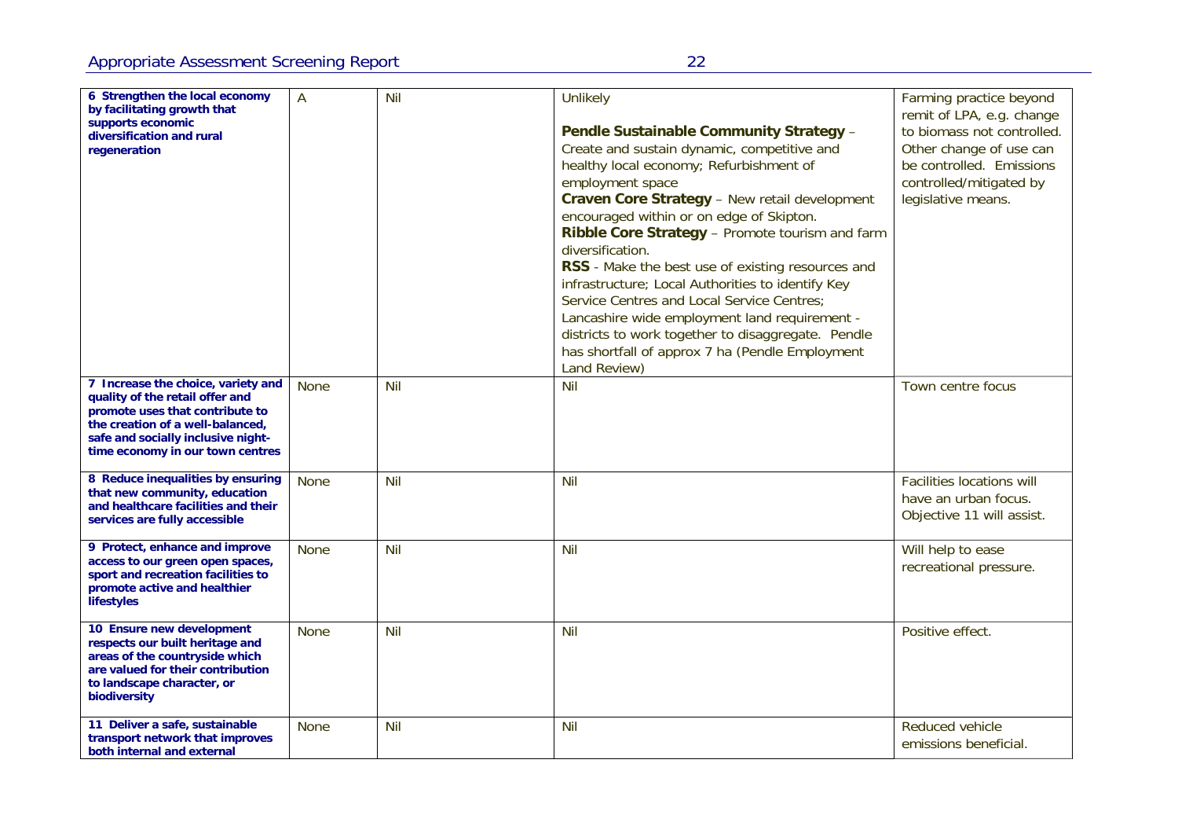| | | | | |
|---|---|---|---|---|
| **6 Strengthen the local economy by facilitating growth that supports economic diversification and rural regeneration** | A | Nil | Unlikely<br><br>**Pendle Sustainable Community Strategy** – Create and sustain dynamic, competitive and healthy local economy; Refurbishment of employment space<br>**Craven Core Strategy** – New retail development encouraged within or on edge of Skipton.<br>**Ribble Core Strategy** – Promote tourism and farm diversification.<br>**RSS** - Make the best use of existing resources and infrastructure; Local Authorities to identify Key Service Centres and Local Service Centres; Lancashire wide employment land requirement - districts to work together to disaggregate. Pendle has shortfall of approx 7 ha (Pendle Employment Land Review) | Farming practice beyond remit of LPA, e.g. change to biomass not controlled. Other change of use can be controlled. Emissions controlled/mitigated by legislative means. |
| **7 Increase the choice, variety and quality of the retail offer and promote uses that contribute to the creation of a well-balanced, safe and socially inclusive night-time economy in our town centres** | None | Nil | Nil | Town centre focus |
| **8 Reduce inequalities by ensuring that new community, education and healthcare facilities and their services are fully accessible** | None | Nil | Nil | Facilities locations will have an urban focus. Objective 11 will assist. |
| **9 Protect, enhance and improve access to our green open spaces, sport and recreation facilities to promote active and healthier lifestyles** | None | Nil | Nil | Will help to ease recreational pressure. |
| **10 Ensure new development respects our built heritage and areas of the countryside which are valued for their contribution to landscape character, or biodiversity** | None | Nil | Nil | Positive effect. |
| **11 Deliver a safe, sustainable transport network that improves both internal and external** | None | Nil | Nil | Reduced vehicle emissions beneficial. |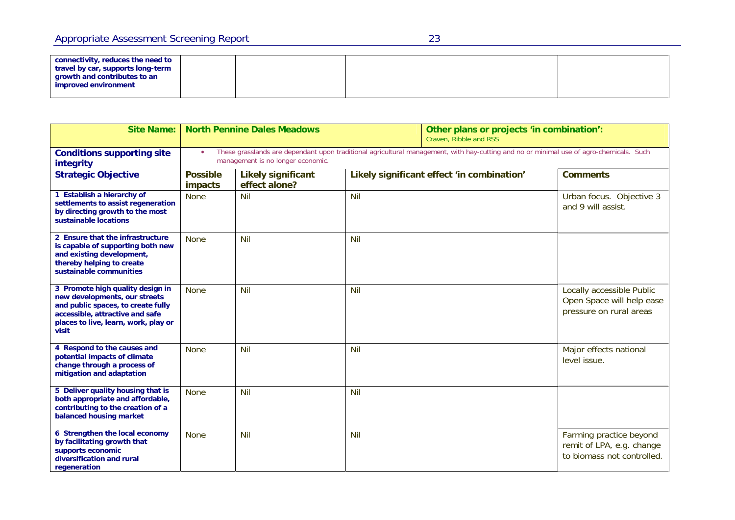| **connectivity, reduces the need to travel by car, supports long-term growth and contributes to an improved environment** | | | | |
|---|---|---|---|---|

| **Site Name:** | **North Pennine Dales Meadows** | | **Other plans or projects 'in combination':** Craven, Ribble and RSS | |
|---|---|---|---|---|
| **Conditions supporting site integrity** | • These grasslands are dependant upon traditional agricultural management, with hay-cutting and no or minimal use of agro-chemicals. Such management is no longer economic. | | | |
| **Strategic Objective** | **Possible impacts** | **Likely significant effect alone?** | **Likely significant effect 'in combination'** | **Comments** |
| **1 Establish a hierarchy of settlements to assist regeneration by directing growth to the most sustainable locations** | None | Nil | Nil | Urban focus. Objective 3 and 9 will assist. |
| **2 Ensure that the infrastructure is capable of supporting both new and existing development, thereby helping to create sustainable communities** | None | Nil | Nil | |
| **3 Promote high quality design in new developments, our streets and public spaces, to create fully accessible, attractive and safe places to live, learn, work, play or visit** | None | Nil | Nil | Locally accessible Public Open Space will help ease pressure on rural areas |
| **4 Respond to the causes and potential impacts of climate change through a process of mitigation and adaptation** | None | Nil | Nil | Major effects national level issue. |
| **5 Deliver quality housing that is both appropriate and affordable, contributing to the creation of a balanced housing market** | None | Nil | Nil | |
| **6 Strengthen the local economy by facilitating growth that supports economic diversification and rural regeneration** | None | Nil | Nil | Farming practice beyond remit of LPA, e.g. change to biomass not controlled. |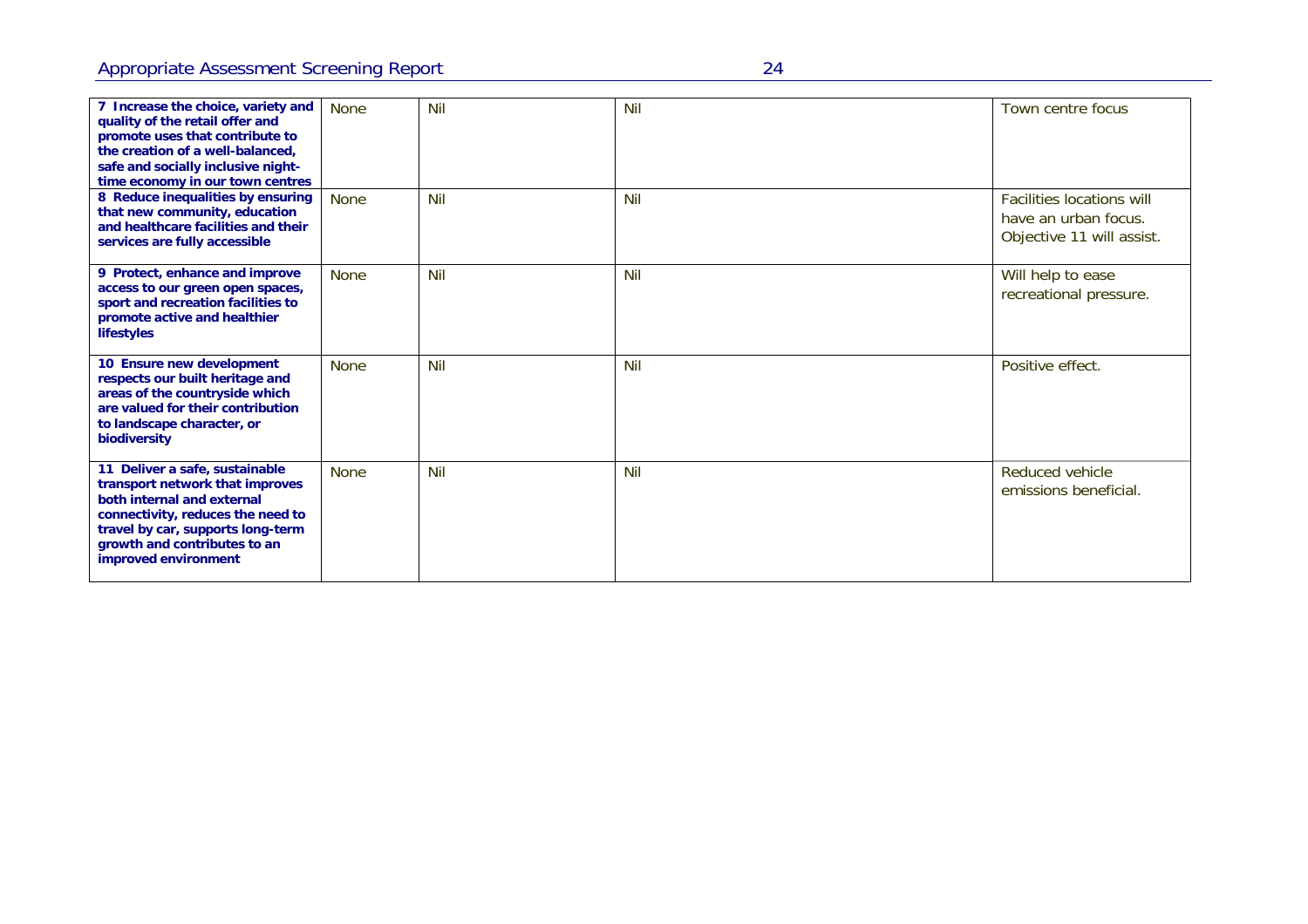| **7 Increase the choice, variety and quality of the retail offer and promote uses that contribute to the creation of a well-balanced, safe and socially inclusive night-time economy in our town centres** | None | Nil | Nil | Town centre focus |
|---|---|---|---|---|
| **8 Reduce inequalities by ensuring that new community, education and healthcare facilities and their services are fully accessible** | None | Nil | Nil | Facilities locations will have an urban focus. Objective 11 will assist. |
| **9 Protect, enhance and improve access to our green open spaces, sport and recreation facilities to promote active and healthier lifestyles** | None | Nil | Nil | Will help to ease recreational pressure. |
| **10 Ensure new development respects our built heritage and areas of the countryside which are valued for their contribution to landscape character, or biodiversity** | None | Nil | Nil | Positive effect. |
| **11 Deliver a safe, sustainable transport network that improves both internal and external connectivity, reduces the need to travel by car, supports long-term growth and contributes to an improved environment** | None | Nil | Nil | Reduced vehicle emissions beneficial. |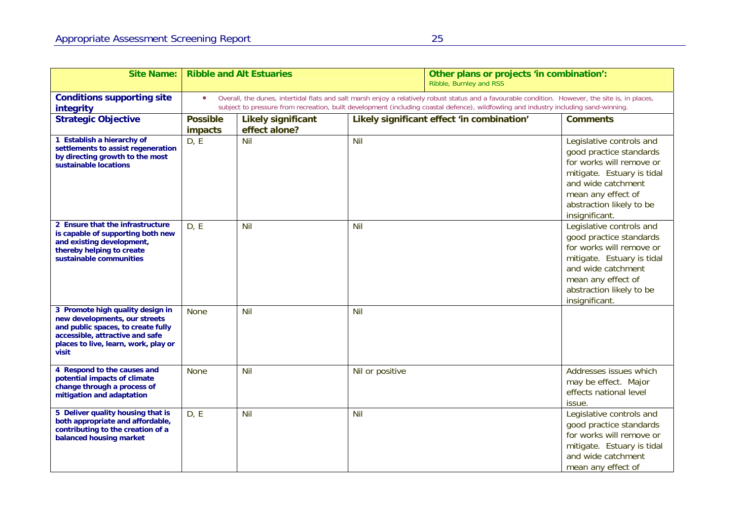| Site Name: | Ribble and Alt Estuaries | | Other plans or projects 'in combination': Ribble, Burnley and RSS | |
|---|---|---|---|---|
| **Conditions supporting site integrity** | • Overall, the dunes, intertidal flats and salt marsh enjoy a relatively robust status and a favourable condition. However, the site is, in places, subject to pressure from recreation, built development (including coastal defence), wildfowling and industry including sand-winning. | | | |
| **Strategic Objective** | **Possible impacts** | **Likely significant effect alone?** | **Likely significant effect 'in combination'** | **Comments** |
| **1 Establish a hierarchy of settlements to assist regeneration by directing growth to the most sustainable locations** | D, E | Nil | Nil | Legislative controls and good practice standards for works will remove or mitigate. Estuary is tidal and wide catchment mean any effect of abstraction likely to be insignificant. |
| **2 Ensure that the infrastructure is capable of supporting both new and existing development, thereby helping to create sustainable communities** | D, E | Nil | Nil | Legislative controls and good practice standards for works will remove or mitigate. Estuary is tidal and wide catchment mean any effect of abstraction likely to be insignificant. |
| **3 Promote high quality design in new developments, our streets and public spaces, to create fully accessible, attractive and safe places to live, learn, work, play or visit** | None | Nil | Nil | |
| **4 Respond to the causes and potential impacts of climate change through a process of mitigation and adaptation** | None | Nil | Nil or positive | Addresses issues which may be effect. Major effects national level issue. |
| **5 Deliver quality housing that is both appropriate and affordable, contributing to the creation of a balanced housing market** | D, E | Nil | Nil | Legislative controls and good practice standards for works will remove or mitigate. Estuary is tidal and wide catchment mean any effect of |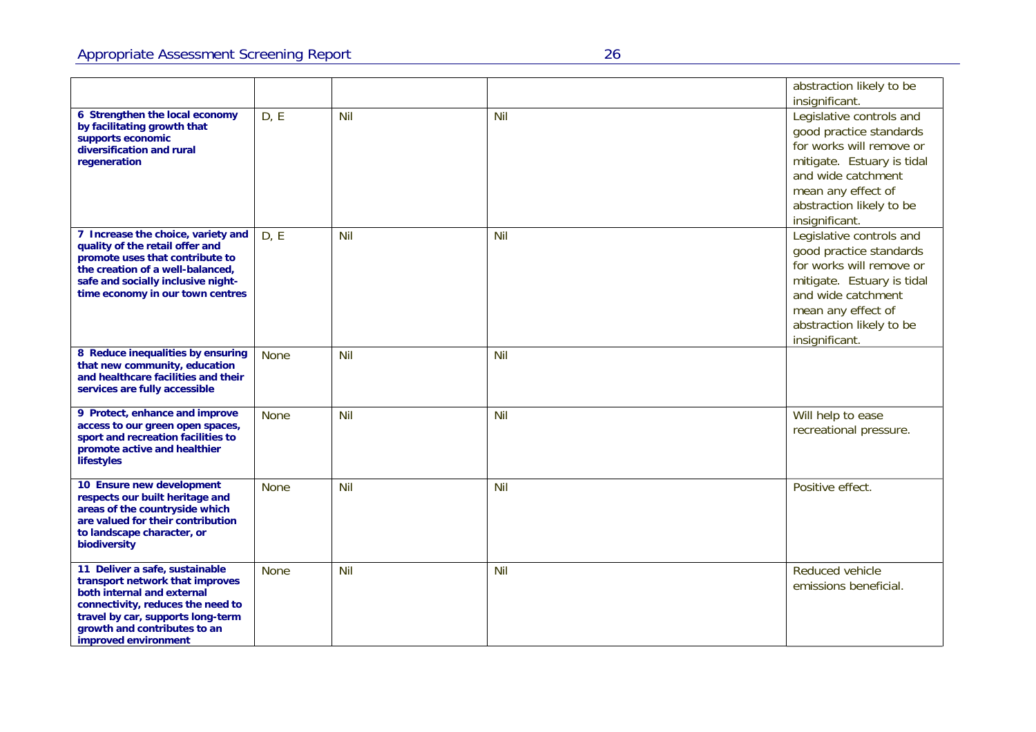| | | | | |
|---|---|---|---|---|
| | | | | abstraction likely to be insignificant. |
| **6 Strengthen the local economy by facilitating growth that supports economic diversification and rural regeneration** | D, E | Nil | Nil | Legislative controls and good practice standards for works will remove or mitigate. Estuary is tidal and wide catchment mean any effect of abstraction likely to be insignificant. |
| **7 Increase the choice, variety and quality of the retail offer and promote uses that contribute to the creation of a well-balanced, safe and socially inclusive night-time economy in our town centres** | D, E | Nil | Nil | Legislative controls and good practice standards for works will remove or mitigate. Estuary is tidal and wide catchment mean any effect of abstraction likely to be insignificant. |
| **8 Reduce inequalities by ensuring that new community, education and healthcare facilities and their services are fully accessible** | None | Nil | Nil | |
| **9 Protect, enhance and improve access to our green open spaces, sport and recreation facilities to promote active and healthier lifestyles** | None | Nil | Nil | Will help to ease recreational pressure. |
| **10 Ensure new development respects our built heritage and areas of the countryside which are valued for their contribution to landscape character, or biodiversity** | None | Nil | Nil | Positive effect. |
| **11 Deliver a safe, sustainable transport network that improves both internal and external connectivity, reduces the need to travel by car, supports long-term growth and contributes to an improved environment** | None | Nil | Nil | Reduced vehicle emissions beneficial. |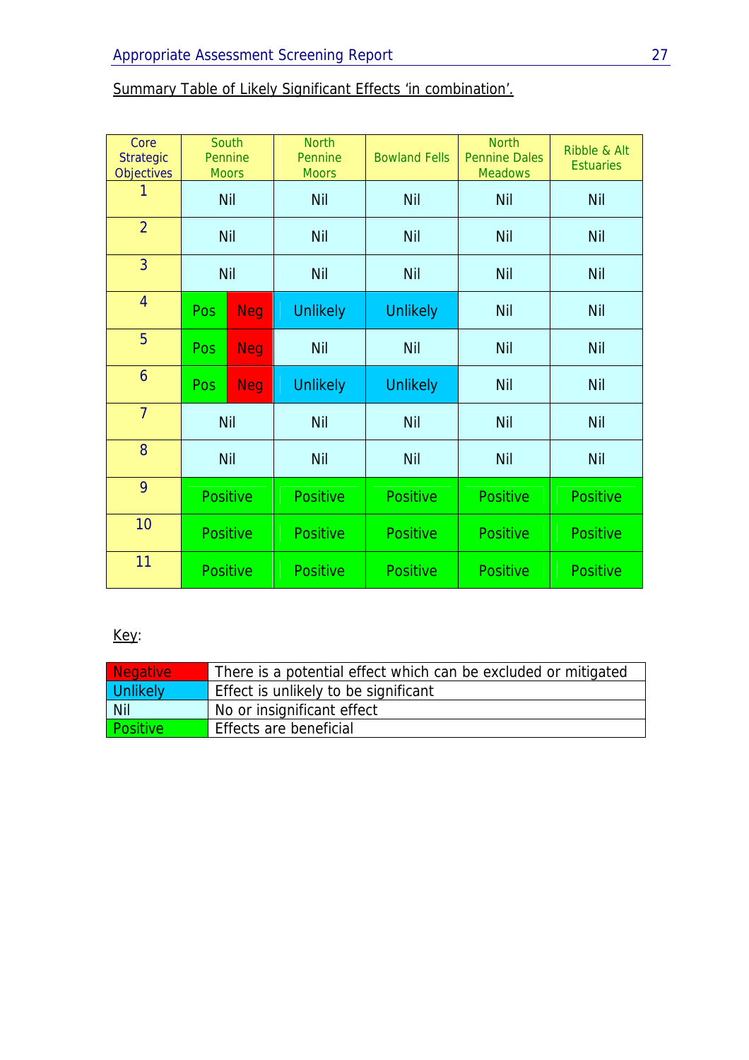Summary Table of Likely Significant Effects 'in combination'.

| Core Strategic Objectives | South Pennine Moors | | North Pennine Moors | Bowland Fells | North Pennine Dales Meadows | Ribble & Alt Estuaries |
|---|---|---|---|---|---|---|
| 1 | Nil | | Nil | Nil | Nil | Nil |
| 2 | Nil | | Nil | Nil | Nil | Nil |
| 3 | Nil | | Nil | Nil | Nil | Nil |
| 4 | Pos | Neg | Unlikely | Unlikely | Nil | Nil |
| 5 | Pos | Neg | Nil | Nil | Nil | Nil |
| 6 | Pos | Neg | Unlikely | Unlikely | Nil | Nil |
| 7 | Nil | | Nil | Nil | Nil | Nil |
| 8 | Nil | | Nil | Nil | Nil | Nil |
| 9 | Positive | | Positive | Positive | Positive | Positive |
| 10 | Positive | | Positive | Positive | Positive | Positive |
| 11 | Positive | | Positive | Positive | Positive | Positive |

Key:

| | |
|---|---|
| Negative | There is a potential effect which can be excluded or mitigated |
| Unlikely | Effect is unlikely to be significant |
| Nil | No or insignificant effect |
| Positive | Effects are beneficial |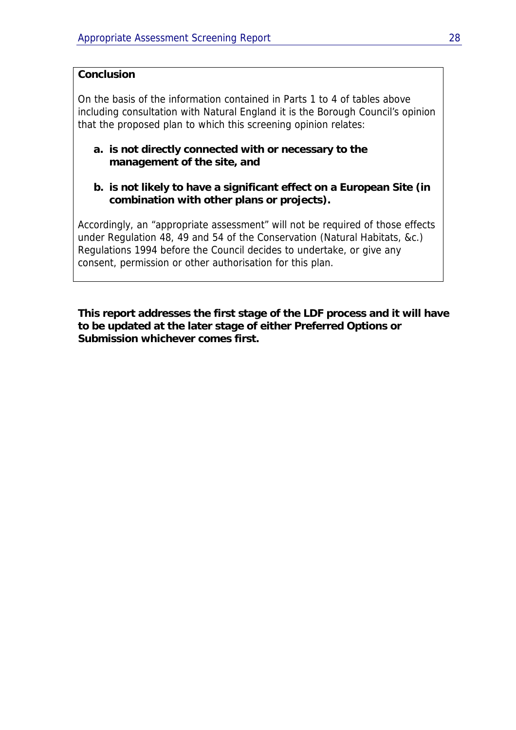**Conclusion**

On the basis of the information contained in Parts 1 to 4 of tables above including consultation with Natural England it is the Borough Council's opinion that the proposed plan to which this screening opinion relates:

a. **is not directly connected with or necessary to the management of the site, and**

b. **is not likely to have a significant effect on a European Site (in combination with other plans or projects).**

Accordingly, an "appropriate assessment" will not be required of those effects under Regulation 48, 49 and 54 of the Conservation (Natural Habitats, &c.) Regulations 1994 before the Council decides to undertake, or give any consent, permission or other authorisation for this plan.

**This report addresses the first stage of the LDF process and it will have to be updated at the later stage of either Preferred Options or Submission whichever comes first.**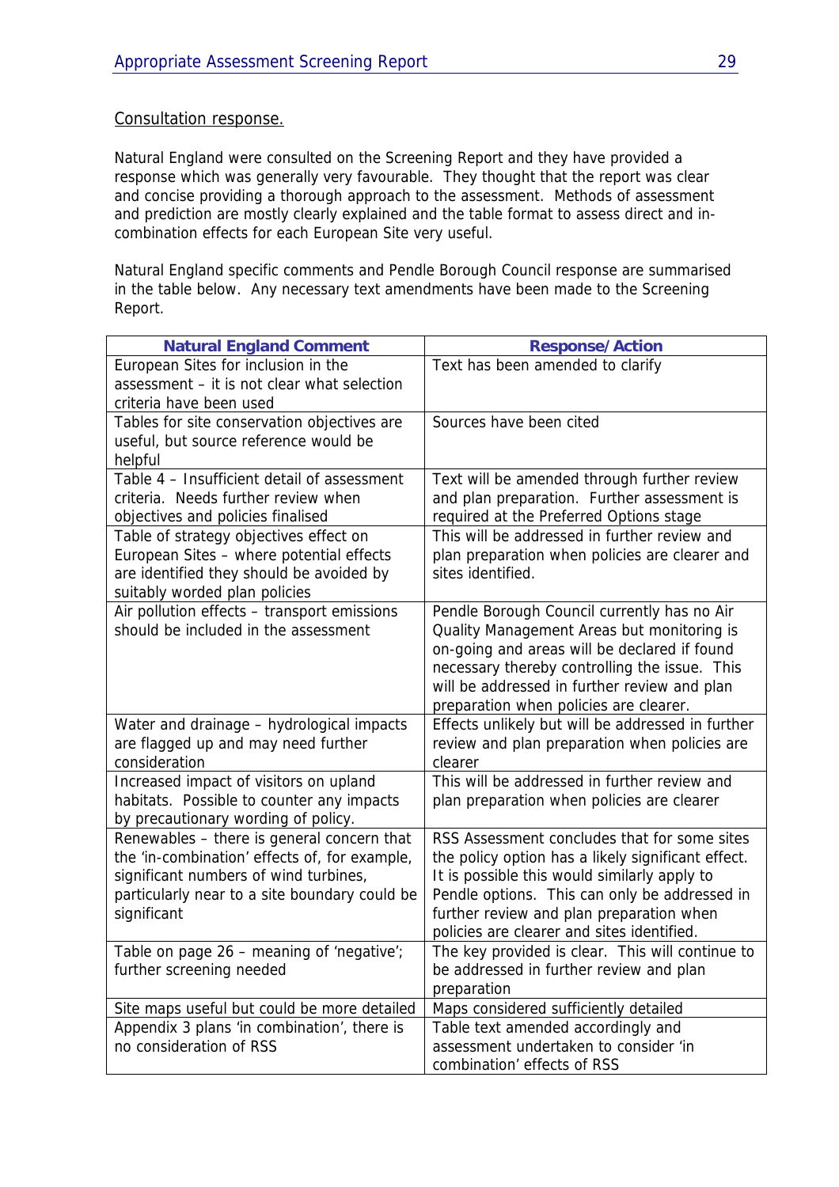Consultation response.

Natural England were consulted on the Screening Report and they have provided a response which was generally very favourable. They thought that the report was clear and concise providing a thorough approach to the assessment. Methods of assessment and prediction are mostly clearly explained and the table format to assess direct and in-combination effects for each European Site very useful.

Natural England specific comments and Pendle Borough Council response are summarised in the table below. Any necessary text amendments have been made to the Screening Report.

| Natural England Comment | Response/Action |
|---|---|
| European Sites for inclusion in the assessment – it is not clear what selection criteria have been used | Text has been amended to clarify |
| Tables for site conservation objectives are useful, but source reference would be helpful | Sources have been cited |
| Table 4 – Insufficient detail of assessment criteria. Needs further review when objectives and policies finalised | Text will be amended through further review and plan preparation. Further assessment is required at the Preferred Options stage |
| Table of strategy objectives effect on European Sites – where potential effects are identified they should be avoided by suitably worded plan policies | This will be addressed in further review and plan preparation when policies are clearer and sites identified. |
| Air pollution effects – transport emissions should be included in the assessment | Pendle Borough Council currently has no Air Quality Management Areas but monitoring is on-going and areas will be declared if found necessary thereby controlling the issue. This will be addressed in further review and plan preparation when policies are clearer. |
| Water and drainage – hydrological impacts are flagged up and may need further consideration | Effects unlikely but will be addressed in further review and plan preparation when policies are clearer |
| Increased impact of visitors on upland habitats. Possible to counter any impacts by precautionary wording of policy. | This will be addressed in further review and plan preparation when policies are clearer |
| Renewables – there is general concern that the 'in-combination' effects of, for example, significant numbers of wind turbines, particularly near to a site boundary could be significant | RSS Assessment concludes that for some sites the policy option has a likely significant effect. It is possible this would similarly apply to Pendle options. This can only be addressed in further review and plan preparation when policies are clearer and sites identified. |
| Table on page 26 – meaning of 'negative'; further screening needed | The key provided is clear. This will continue to be addressed in further review and plan preparation |
| Site maps useful but could be more detailed | Maps considered sufficiently detailed |
| Appendix 3 plans 'in combination', there is no consideration of RSS | Table text amended accordingly and assessment undertaken to consider 'in combination' effects of RSS |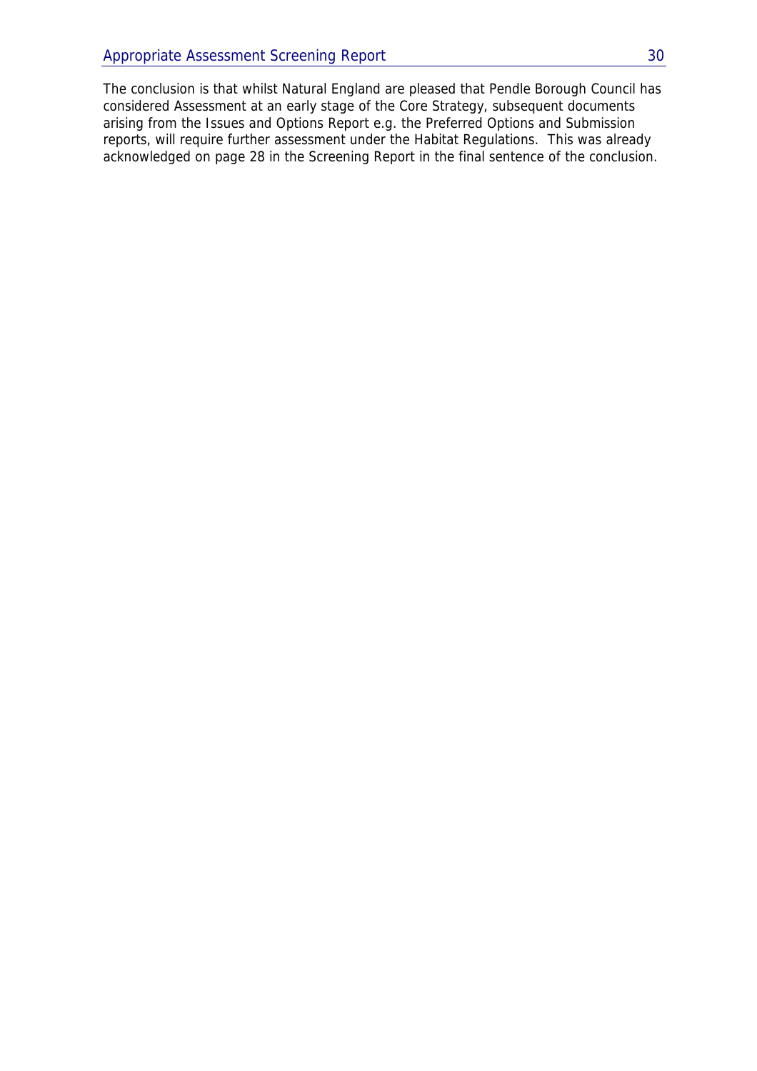The conclusion is that whilst Natural England are pleased that Pendle Borough Council has considered Assessment at an early stage of the Core Strategy, subsequent documents arising from the Issues and Options Report e.g. the Preferred Options and Submission reports, will require further assessment under the Habitat Regulations. This was already acknowledged on page 28 in the Screening Report in the final sentence of the conclusion.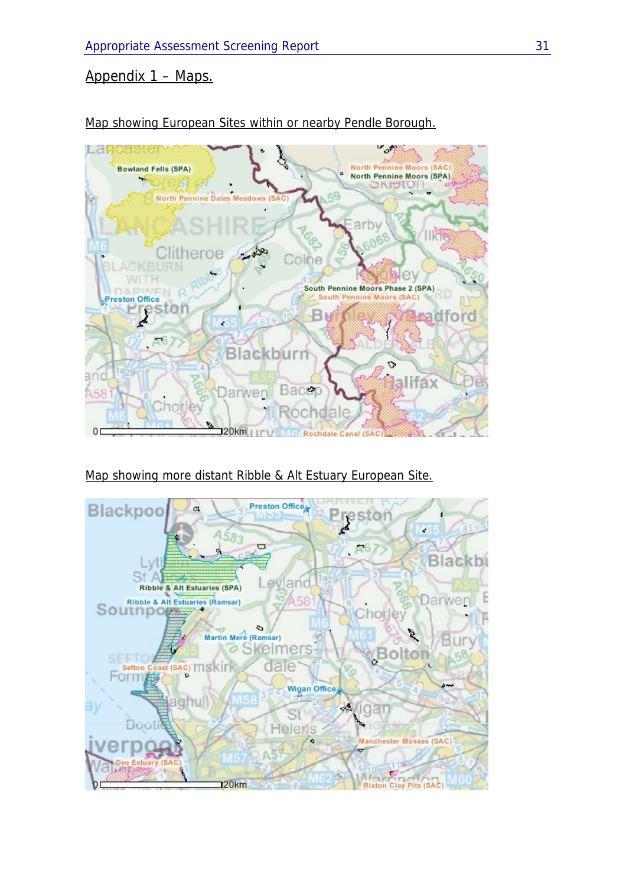## Appendix 1 – Maps.

Map showing European Sites within or nearby Pendle Borough.

Map showing more distant Ribble & Alt Estuary European Site.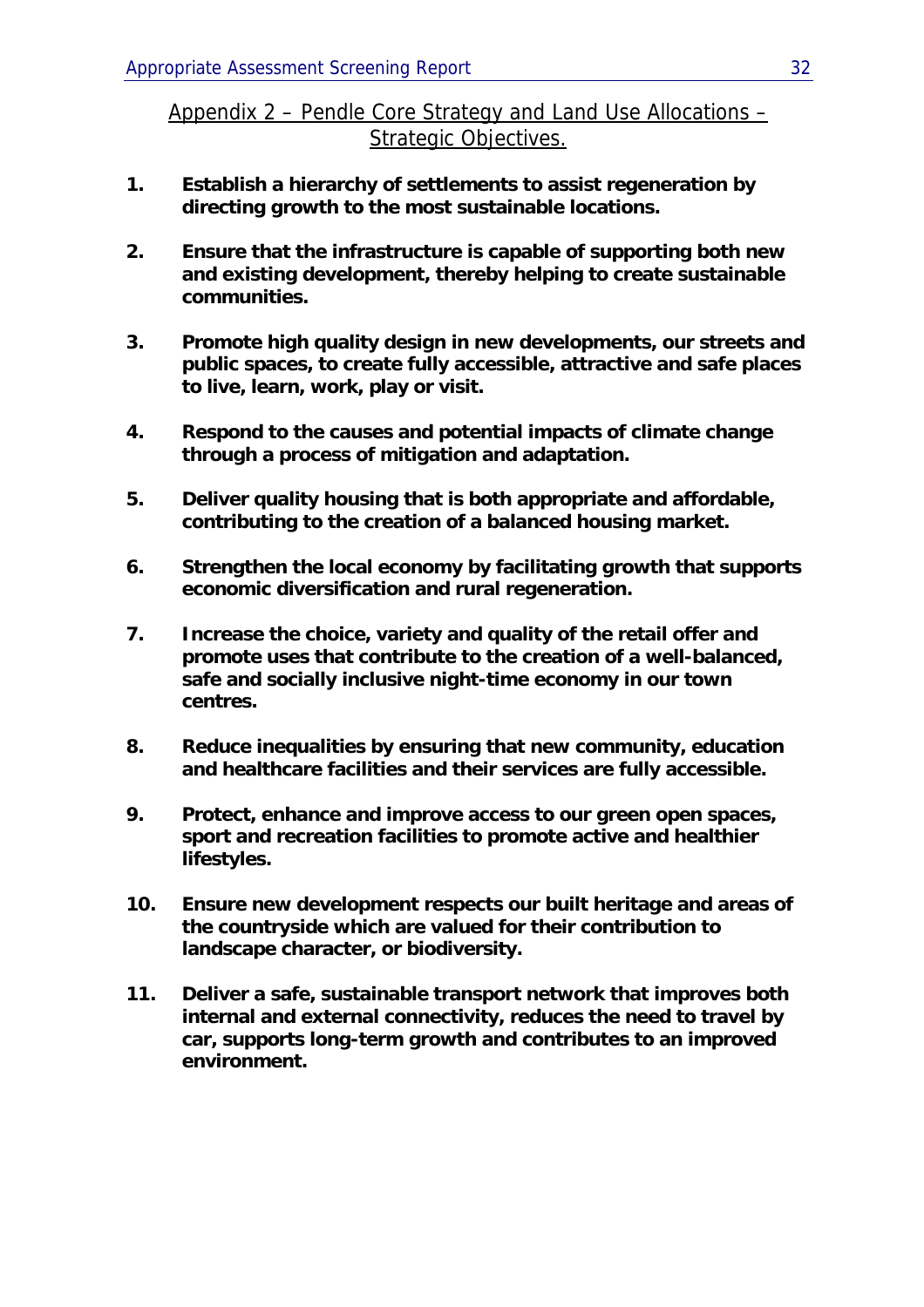## Appendix 2 – Pendle Core Strategy and Land Use Allocations – Strategic Objectives.

1. **Establish a hierarchy of settlements to assist regeneration by directing growth to the most sustainable locations.**

2. **Ensure that the infrastructure is capable of supporting both new and existing development, thereby helping to create sustainable communities.**

3. **Promote high quality design in new developments, our streets and public spaces, to create fully accessible, attractive and safe places to live, learn, work, play or visit.**

4. **Respond to the causes and potential impacts of climate change through a process of mitigation and adaptation.**

5. **Deliver quality housing that is both appropriate and affordable, contributing to the creation of a balanced housing market.**

6. **Strengthen the local economy by facilitating growth that supports economic diversification and rural regeneration.**

7. **Increase the choice, variety and quality of the retail offer and promote uses that contribute to the creation of a well-balanced, safe and socially inclusive night-time economy in our town centres.**

8. **Reduce inequalities by ensuring that new community, education and healthcare facilities and their services are fully accessible.**

9. **Protect, enhance and improve access to our green open spaces, sport and recreation facilities to promote active and healthier lifestyles.**

10. **Ensure new development respects our built heritage and areas of the countryside which are valued for their contribution to landscape character, or biodiversity.**

11. **Deliver a safe, sustainable transport network that improves both internal and external connectivity, reduces the need to travel by car, supports long-term growth and contributes to an improved environment.**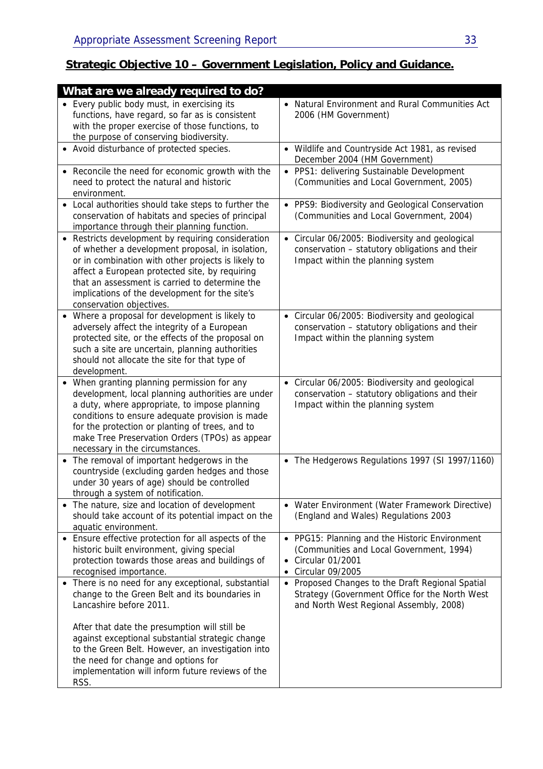## Strategic Objective 10 – Government Legislation, Policy and Guidance.

| What are we already required to do? | |
|---|---|
| • Every public body must, in exercising its functions, have regard, so far as is consistent with the proper exercise of those functions, to the purpose of conserving biodiversity. | • Natural Environment and Rural Communities Act 2006 (HM Government) |
| • Avoid disturbance of protected species. | • Wildlife and Countryside Act 1981, as revised December 2004 (HM Government) |
| • Reconcile the need for economic growth with the need to protect the natural and historic environment. | • PPS1: delivering Sustainable Development (Communities and Local Government, 2005) |
| • Local authorities should take steps to further the conservation of habitats and species of principal importance through their planning function. | • PPS9: Biodiversity and Geological Conservation (Communities and Local Government, 2004) |
| • Restricts development by requiring consideration of whether a development proposal, in isolation, or in combination with other projects is likely to affect a European protected site, by requiring that an assessment is carried to determine the implications of the development for the site's conservation objectives. | • Circular 06/2005: Biodiversity and geological conservation – statutory obligations and their Impact within the planning system |
| • Where a proposal for development is likely to adversely affect the integrity of a European protected site, or the effects of the proposal on such a site are uncertain, planning authorities should not allocate the site for that type of development. | • Circular 06/2005: Biodiversity and geological conservation – statutory obligations and their Impact within the planning system |
| • When granting planning permission for any development, local planning authorities are under a duty, where appropriate, to impose planning conditions to ensure adequate provision is made for the protection or planting of trees, and to make Tree Preservation Orders (TPOs) as appear necessary in the circumstances. | • Circular 06/2005: Biodiversity and geological conservation – statutory obligations and their Impact within the planning system |
| • The removal of important hedgerows in the countryside (excluding garden hedges and those under 30 years of age) should be controlled through a system of notification. | • The Hedgerows Regulations 1997 (SI 1997/1160) |
| • The nature, size and location of development should take account of its potential impact on the aquatic environment. | • Water Environment (Water Framework Directive) (England and Wales) Regulations 2003 |
| • Ensure effective protection for all aspects of the historic built environment, giving special protection towards those areas and buildings of recognised importance. | • PPG15: Planning and the Historic Environment (Communities and Local Government, 1994) <br> • Circular 01/2001 <br> • Circular 09/2005 |
| • There is no need for any exceptional, substantial change to the Green Belt and its boundaries in Lancashire before 2011. <br><br> After that date the presumption will still be against exceptional substantial strategic change to the Green Belt. However, an investigation into the need for change and options for implementation will inform future reviews of the RSS. | • Proposed Changes to the Draft Regional Spatial Strategy (Government Office for the North West and North West Regional Assembly, 2008) |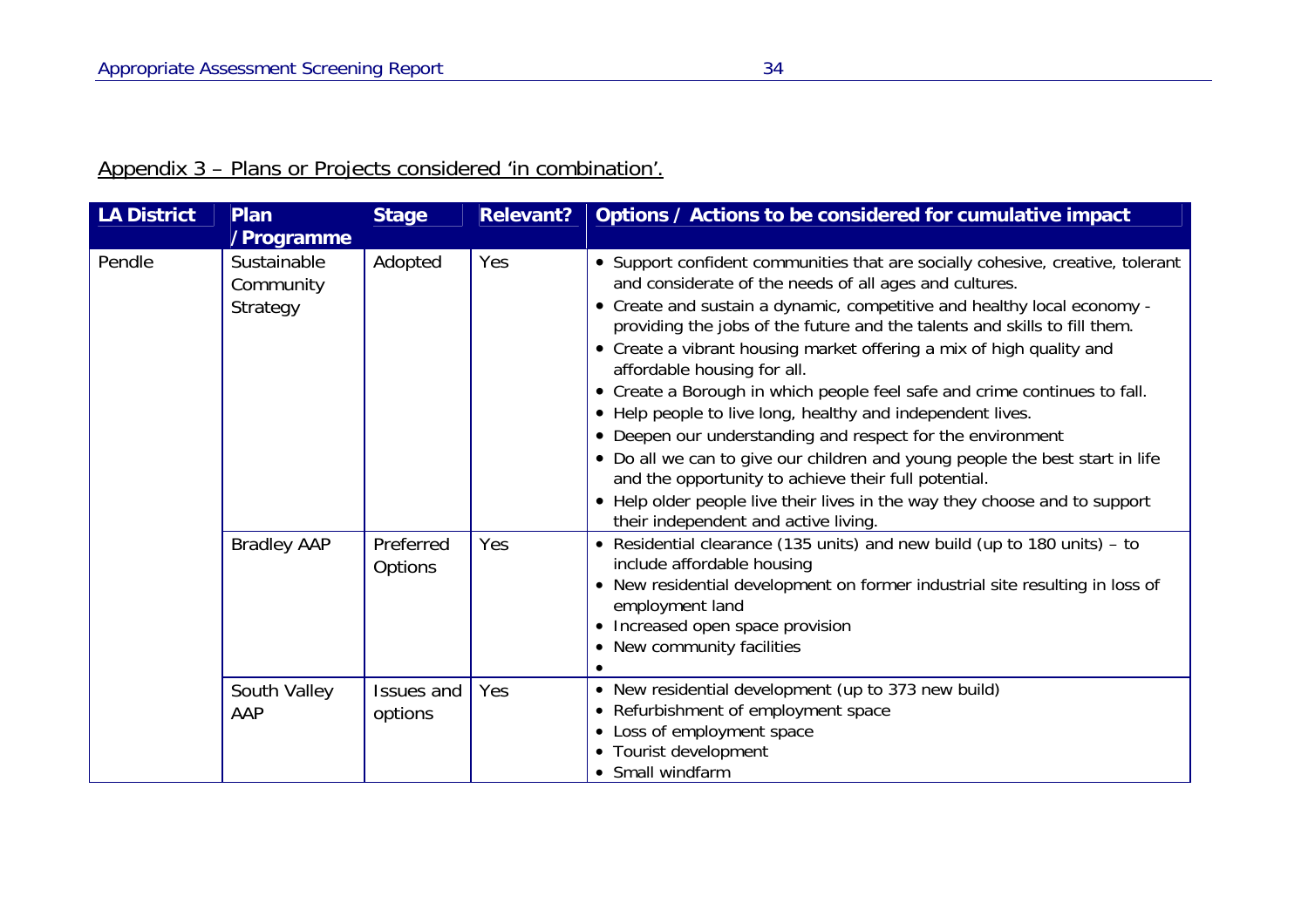## Appendix 3 – Plans or Projects considered 'in combination'.

| LA District | Plan / Programme | Stage | Relevant? | Options / Actions to be considered for cumulative impact |
|---|---|---|---|---|
| Pendle | Sustainable Community Strategy | Adopted | Yes | • Support confident communities that are socially cohesive, creative, tolerant and considerate of the needs of all ages and cultures.<br>• Create and sustain a dynamic, competitive and healthy local economy - providing the jobs of the future and the talents and skills to fill them.<br>• Create a vibrant housing market offering a mix of high quality and affordable housing for all.<br>• Create a Borough in which people feel safe and crime continues to fall.<br>• Help people to live long, healthy and independent lives.<br>• Deepen our understanding and respect for the environment<br>• Do all we can to give our children and young people the best start in life and the opportunity to achieve their full potential.<br>• Help older people live their lives in the way they choose and to support their independent and active living. |
| | Bradley AAP | Preferred Options | Yes | • Residential clearance (135 units) and new build (up to 180 units) – to include affordable housing<br>• New residential development on former industrial site resulting in loss of employment land<br>• Increased open space provision<br>• New community facilities<br>• |
| | South Valley AAP | Issues and options | Yes | • New residential development (up to 373 new build)<br>• Refurbishment of employment space<br>• Loss of employment space<br>• Tourist development<br>• Small windfarm |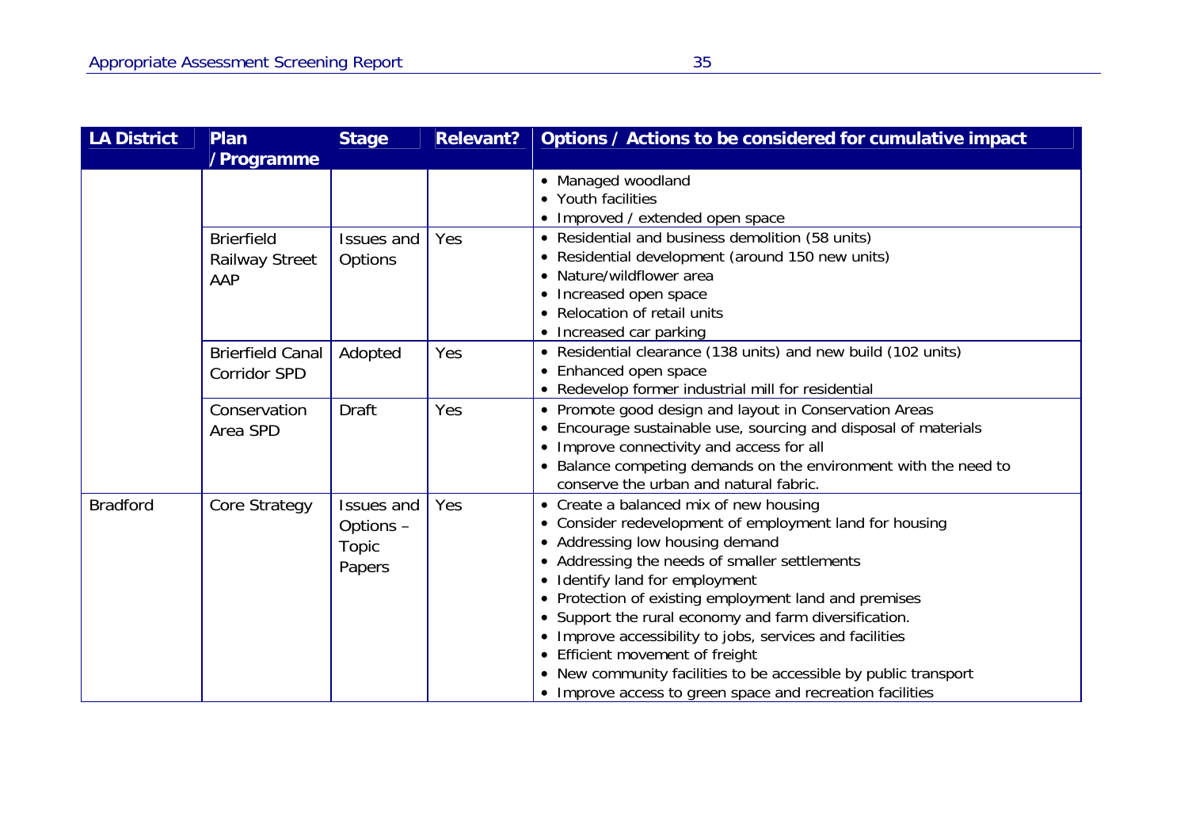| LA District | Plan / Programme | Stage | Relevant? | Options / Actions to be considered for cumulative impact |
|---|---|---|---|---|
| | | | | • Managed woodland<br>• Youth facilities<br>• Improved / extended open space |
| | Brierfield Railway Street AAP | Issues and Options | Yes | • Residential and business demolition (58 units)<br>• Residential development (around 150 new units)<br>• Nature/wildflower area<br>• Increased open space<br>• Relocation of retail units<br>• Increased car parking |
| | Brierfield Canal Corridor SPD | Adopted | Yes | • Residential clearance (138 units) and new build (102 units)<br>• Enhanced open space<br>• Redevelop former industrial mill for residential |
| | Conservation Area SPD | Draft | Yes | • Promote good design and layout in Conservation Areas<br>• Encourage sustainable use, sourcing and disposal of materials<br>• Improve connectivity and access for all<br>• Balance competing demands on the environment with the need to conserve the urban and natural fabric. |
| Bradford | Core Strategy | Issues and Options – Topic Papers | Yes | • Create a balanced mix of new housing<br>• Consider redevelopment of employment land for housing<br>• Addressing low housing demand<br>• Addressing the needs of smaller settlements<br>• Identify land for employment<br>• Protection of existing employment land and premises<br>• Support the rural economy and farm diversification.<br>• Improve accessibility to jobs, services and facilities<br>• Efficient movement of freight<br>• New community facilities to be accessible by public transport<br>• Improve access to green space and recreation facilities |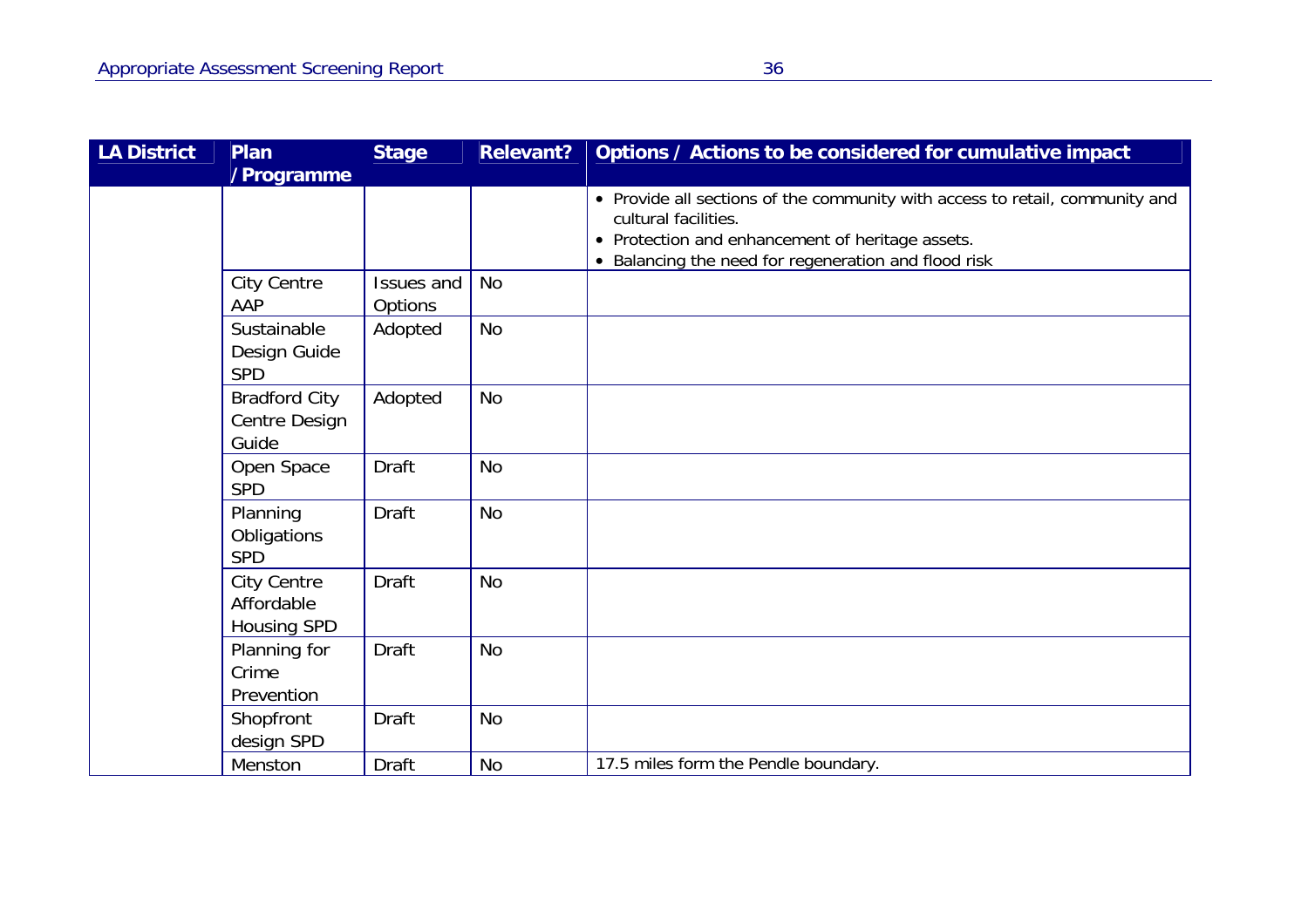| LA District | Plan / Programme | Stage | Relevant? | Options / Actions to be considered for cumulative impact |
|---|---|---|---|---|
| | | | | • Provide all sections of the community with access to retail, community and cultural facilities.<br>• Protection and enhancement of heritage assets.<br>• Balancing the need for regeneration and flood risk |
| | City Centre AAP | Issues and Options | No | |
| | Sustainable Design Guide SPD | Adopted | No | |
| | Bradford City Centre Design Guide | Adopted | No | |
| | Open Space SPD | Draft | No | |
| | Planning Obligations SPD | Draft | No | |
| | City Centre Affordable Housing SPD | Draft | No | |
| | Planning for Crime Prevention | Draft | No | |
| | Shopfront design SPD | Draft | No | |
| | Menston | Draft | No | 17.5 miles form the Pendle boundary. |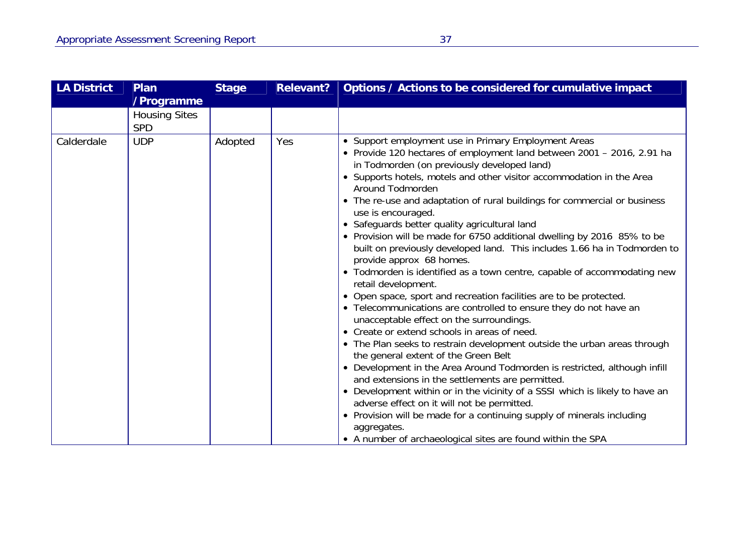| LA District | Plan / Programme | Stage | Relevant? | Options / Actions to be considered for cumulative impact |
|---|---|---|---|---|
| | Housing Sites SPD | | | |
| Calderdale | UDP | Adopted | Yes | • Support employment use in Primary Employment Areas<br>• Provide 120 hectares of employment land between 2001 – 2016, 2.91 ha in Todmorden (on previously developed land)<br>• Supports hotels, motels and other visitor accommodation in the Area Around Todmorden<br>• The re-use and adaptation of rural buildings for commercial or business use is encouraged.<br>• Safeguards better quality agricultural land<br>• Provision will be made for 6750 additional dwelling by 2016 85% to be built on previously developed land. This includes 1.66 ha in Todmorden to provide approx 68 homes.<br>• Todmorden is identified as a town centre, capable of accommodating new retail development.<br>• Open space, sport and recreation facilities are to be protected.<br>• Telecommunications are controlled to ensure they do not have an unacceptable effect on the surroundings.<br>• Create or extend schools in areas of need.<br>• The Plan seeks to restrain development outside the urban areas through the general extent of the Green Belt<br>• Development in the Area Around Todmorden is restricted, although infill and extensions in the settlements are permitted.<br>• Development within or in the vicinity of a SSSI which is likely to have an adverse effect on it will not be permitted.<br>• Provision will be made for a continuing supply of minerals including aggregates.<br>• A number of archaeological sites are found within the SPA |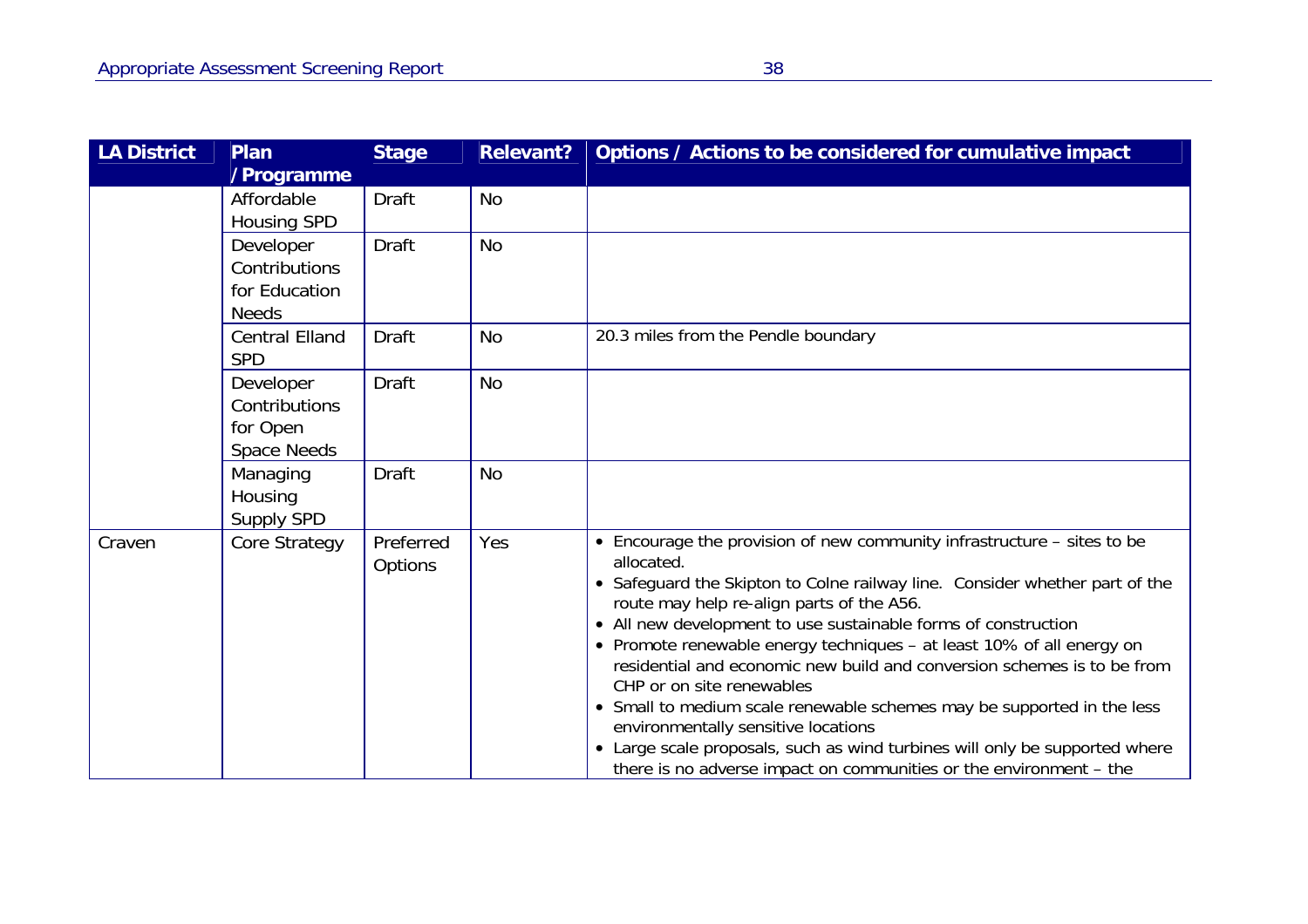| LA District | Plan / Programme | Stage | Relevant? | Options / Actions to be considered for cumulative impact |
|---|---|---|---|---|
| | Affordable Housing SPD | Draft | No | |
| | Developer Contributions for Education Needs | Draft | No | |
| | Central Elland SPD | Draft | No | 20.3 miles from the Pendle boundary |
| | Developer Contributions for Open Space Needs | Draft | No | |
| | Managing Housing Supply SPD | Draft | No | |
| Craven | Core Strategy | Preferred Options | Yes | • Encourage the provision of new community infrastructure – sites to be allocated.<br>• Safeguard the Skipton to Colne railway line. Consider whether part of the route may help re-align parts of the A56.<br>• All new development to use sustainable forms of construction<br>• Promote renewable energy techniques – at least 10% of all energy on residential and economic new build and conversion schemes is to be from CHP or on site renewables<br>• Small to medium scale renewable schemes may be supported in the less environmentally sensitive locations<br>• Large scale proposals, such as wind turbines will only be supported where there is no adverse impact on communities or the environment – the |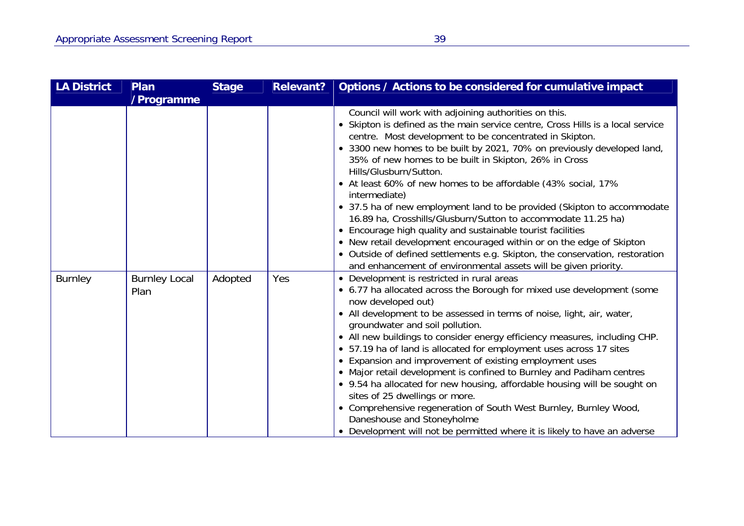| LA District | Plan / Programme | Stage | Relevant? | Options / Actions to be considered for cumulative impact |
|---|---|---|---|---|
| | | | | Council will work with adjoining authorities on this.<br>• Skipton is defined as the main service centre, Cross Hills is a local service centre. Most development to be concentrated in Skipton.<br>• 3300 new homes to be built by 2021, 70% on previously developed land, 35% of new homes to be built in Skipton, 26% in Cross Hills/Glusburn/Sutton.<br>• At least 60% of new homes to be affordable (43% social, 17% intermediate)<br>• 37.5 ha of new employment land to be provided (Skipton to accommodate 16.89 ha, Crosshills/Glusburn/Sutton to accommodate 11.25 ha)<br>• Encourage high quality and sustainable tourist facilities<br>• New retail development encouraged within or on the edge of Skipton<br>• Outside of defined settlements e.g. Skipton, the conservation, restoration and enhancement of environmental assets will be given priority. |
| Burnley | Burnley Local Plan | Adopted | Yes | • Development is restricted in rural areas<br>• 6.77 ha allocated across the Borough for mixed use development (some now developed out)<br>• All development to be assessed in terms of noise, light, air, water, groundwater and soil pollution.<br>• All new buildings to consider energy efficiency measures, including CHP.<br>• 57.19 ha of land is allocated for employment uses across 17 sites<br>• Expansion and improvement of existing employment uses<br>• Major retail development is confined to Burnley and Padiham centres<br>• 9.54 ha allocated for new housing, affordable housing will be sought on sites of 25 dwellings or more.<br>• Comprehensive regeneration of South West Burnley, Burnley Wood, Daneshouse and Stoneyholme<br>• Development will not be permitted where it is likely to have an adverse |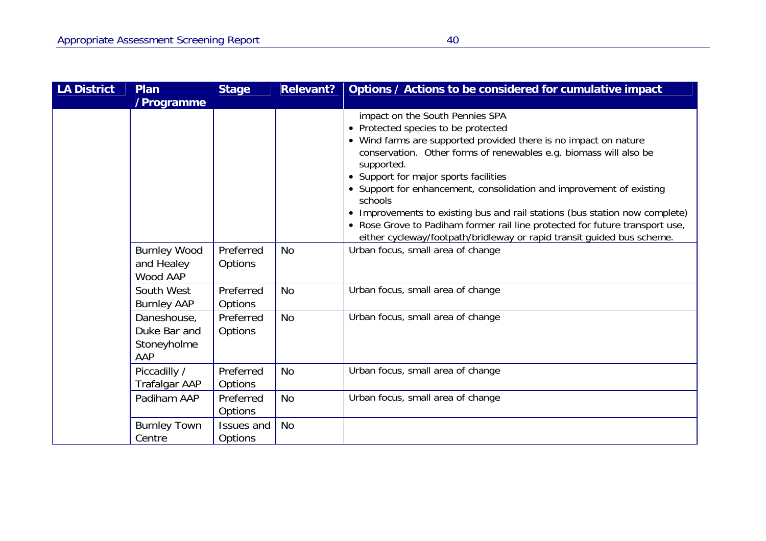| LA District | Plan / Programme | Stage | Relevant? | Options / Actions to be considered for cumulative impact |
|---|---|---|---|---|
| | | | | impact on the South Pennies SPA<br>• Protected species to be protected<br>• Wind farms are supported provided there is no impact on nature conservation. Other forms of renewables e.g. biomass will also be supported.<br>• Support for major sports facilities<br>• Support for enhancement, consolidation and improvement of existing schools<br>• Improvements to existing bus and rail stations (bus station now complete)<br>• Rose Grove to Padiham former rail line protected for future transport use, either cycleway/footpath/bridleway or rapid transit guided bus scheme. |
| | Burnley Wood and Healey Wood AAP | Preferred Options | No | Urban focus, small area of change |
| | South West Burnley AAP | Preferred Options | No | Urban focus, small area of change |
| | Daneshouse, Duke Bar and Stoneyholme AAP | Preferred Options | No | Urban focus, small area of change |
| | Piccadilly / Trafalgar AAP | Preferred Options | No | Urban focus, small area of change |
| | Padiham AAP | Preferred Options | No | Urban focus, small area of change |
| | Burnley Town Centre | Issues and Options | No | |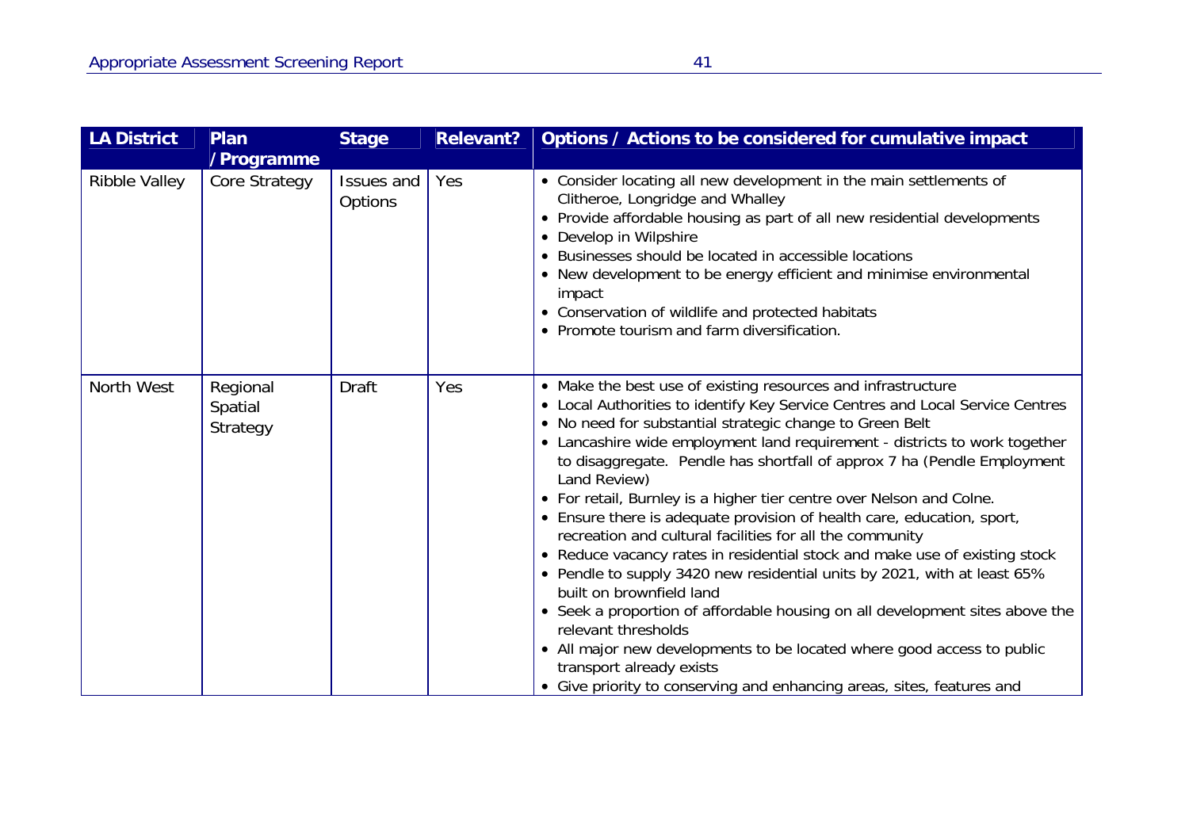| LA District | Plan / Programme | Stage | Relevant? | Options / Actions to be considered for cumulative impact |
|---|---|---|---|---|
| Ribble Valley | Core Strategy | Issues and Options | Yes | • Consider locating all new development in the main settlements of Clitheroe, Longridge and Whalley<br>• Provide affordable housing as part of all new residential developments<br>• Develop in Wilpshire<br>• Businesses should be located in accessible locations<br>• New development to be energy efficient and minimise environmental impact<br>• Conservation of wildlife and protected habitats<br>• Promote tourism and farm diversification. |
| North West | Regional Spatial Strategy | Draft | Yes | • Make the best use of existing resources and infrastructure<br>• Local Authorities to identify Key Service Centres and Local Service Centres<br>• No need for substantial strategic change to Green Belt<br>• Lancashire wide employment land requirement - districts to work together to disaggregate. Pendle has shortfall of approx 7 ha (Pendle Employment Land Review)<br>• For retail, Burnley is a higher tier centre over Nelson and Colne.<br>• Ensure there is adequate provision of health care, education, sport, recreation and cultural facilities for all the community<br>• Reduce vacancy rates in residential stock and make use of existing stock<br>• Pendle to supply 3420 new residential units by 2021, with at least 65% built on brownfield land<br>• Seek a proportion of affordable housing on all development sites above the relevant thresholds<br>• All major new developments to be located where good access to public transport already exists<br>• Give priority to conserving and enhancing areas, sites, features and |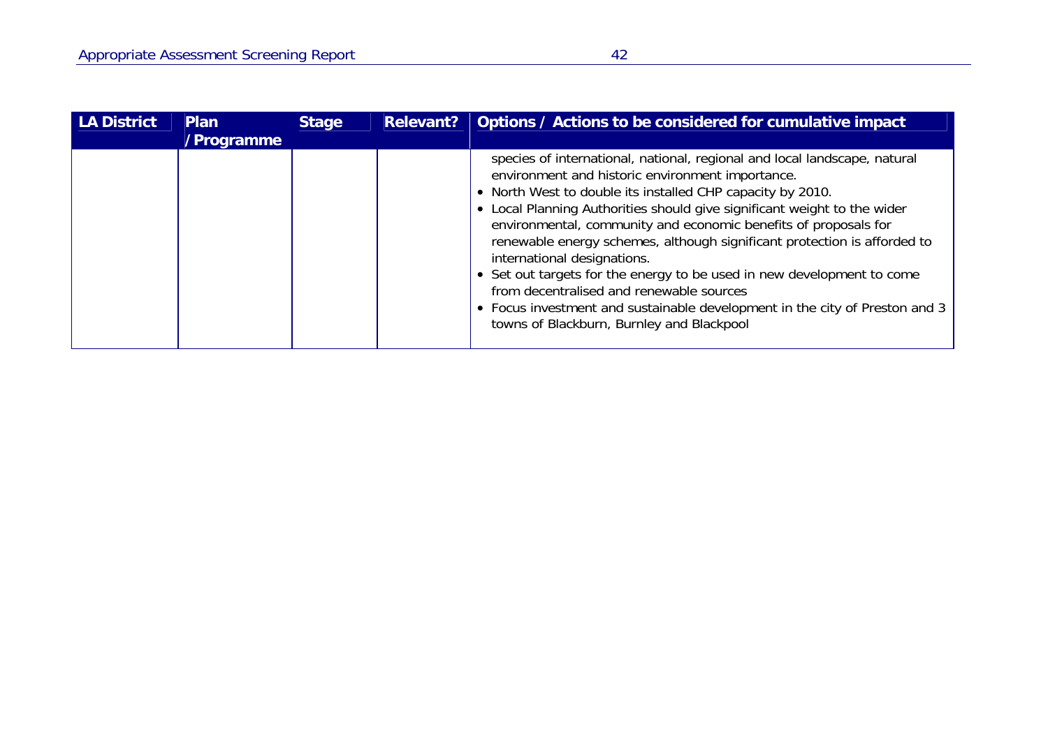| LA District | Plan / Programme | Stage | Relevant? | Options / Actions to be considered for cumulative impact |
|---|---|---|---|---|
| | | | | species of international, national, regional and local landscape, natural environment and historic environment importance.<br>• North West to double its installed CHP capacity by 2010.<br>• Local Planning Authorities should give significant weight to the wider environmental, community and economic benefits of proposals for renewable energy schemes, although significant protection is afforded to international designations.<br>• Set out targets for the energy to be used in new development to come from decentralised and renewable sources<br>• Focus investment and sustainable development in the city of Preston and 3 towns of Blackburn, Burnley and Blackpool |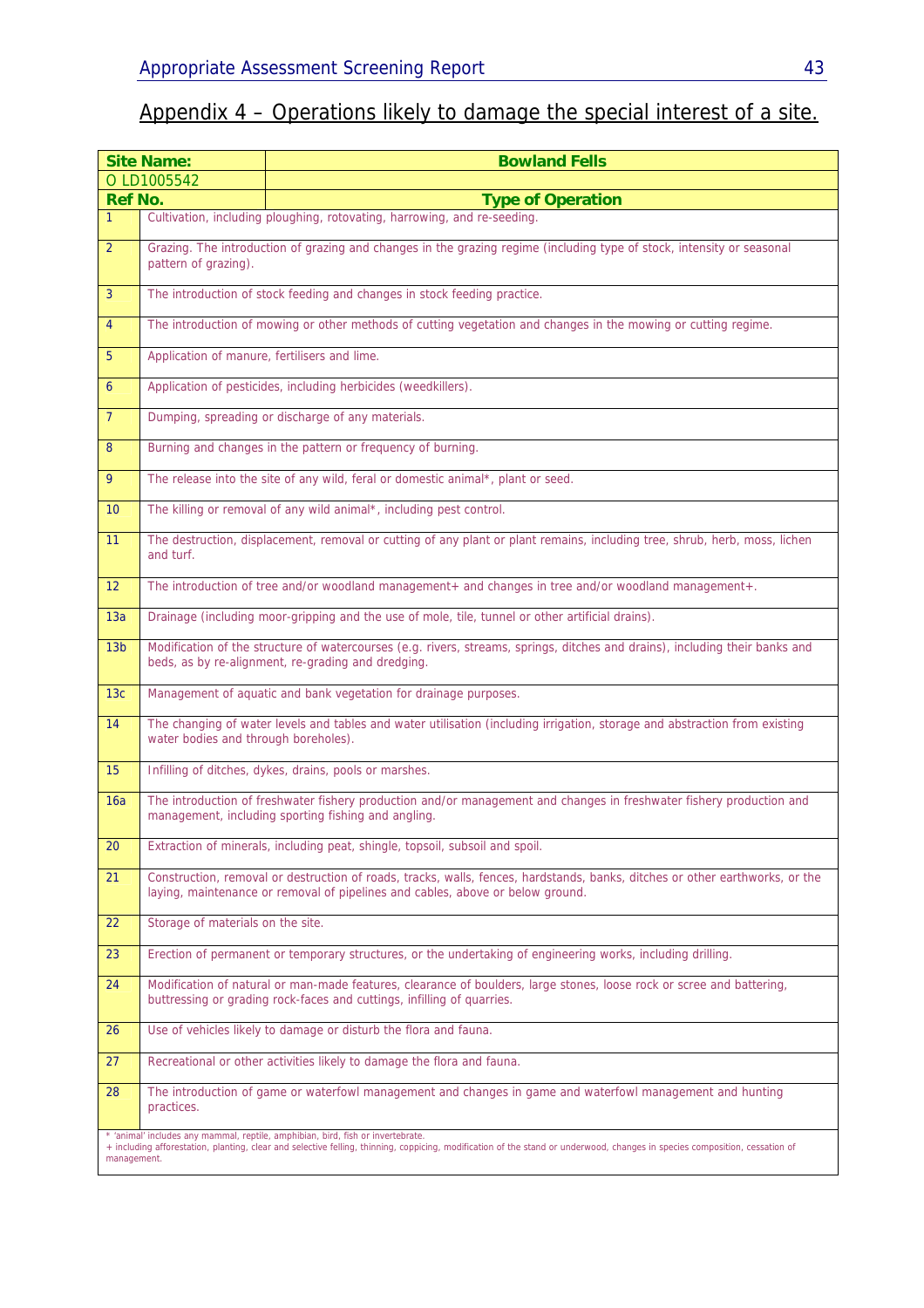## Appendix 4 – Operations likely to damage the special interest of a site.

| Site Name: | Bowland Fells |
|---|---|
| O LD1005542 | |
| **Ref No.** | **Type of Operation** |
| 1 | Cultivation, including ploughing, rotovating, harrowing, and re-seeding. |
| 2 | Grazing. The introduction of grazing and changes in the grazing regime (including type of stock, intensity or seasonal pattern of grazing). |
| 3 | The introduction of stock feeding and changes in stock feeding practice. |
| 4 | The introduction of mowing or other methods of cutting vegetation and changes in the mowing or cutting regime. |
| 5 | Application of manure, fertilisers and lime. |
| 6 | Application of pesticides, including herbicides (weedkillers). |
| 7 | Dumping, spreading or discharge of any materials. |
| 8 | Burning and changes in the pattern or frequency of burning. |
| 9 | The release into the site of any wild, feral or domestic animal*, plant or seed. |
| 10 | The killing or removal of any wild animal*, including pest control. |
| 11 | The destruction, displacement, removal or cutting of any plant or plant remains, including tree, shrub, herb, moss, lichen and turf. |
| 12 | The introduction of tree and/or woodland management+ and changes in tree and/or woodland management+. |
| 13a | Drainage (including moor-gripping and the use of mole, tile, tunnel or other artificial drains). |
| 13b | Modification of the structure of watercourses (e.g. rivers, streams, springs, ditches and drains), including their banks and beds, as by re-alignment, re-grading and dredging. |
| 13c | Management of aquatic and bank vegetation for drainage purposes. |
| 14 | The changing of water levels and tables and water utilisation (including irrigation, storage and abstraction from existing water bodies and through boreholes). |
| 15 | Infilling of ditches, dykes, drains, pools or marshes. |
| 16a | The introduction of freshwater fishery production and/or management and changes in freshwater fishery production and management, including sporting fishing and angling. |
| 20 | Extraction of minerals, including peat, shingle, topsoil, subsoil and spoil. |
| 21 | Construction, removal or destruction of roads, tracks, walls, fences, hardstands, banks, ditches or other earthworks, or the laying, maintenance or removal of pipelines and cables, above or below ground. |
| 22 | Storage of materials on the site. |
| 23 | Erection of permanent or temporary structures, or the undertaking of engineering works, including drilling. |
| 24 | Modification of natural or man-made features, clearance of boulders, large stones, loose rock or scree and battering, buttressing or grading rock-faces and cuttings, infilling of quarries. |
| 26 | Use of vehicles likely to damage or disturb the flora and fauna. |
| 27 | Recreational or other activities likely to damage the flora and fauna. |
| 28 | The introduction of game or waterfowl management and changes in game and waterfowl management and hunting practices. |

* 'animal' includes any mammal, reptile, amphibian, bird, fish or invertebrate.
+ including afforestation, planting, clear and selective felling, thinning, coppicing, modification of the stand or underwood, changes in species composition, cessation of management.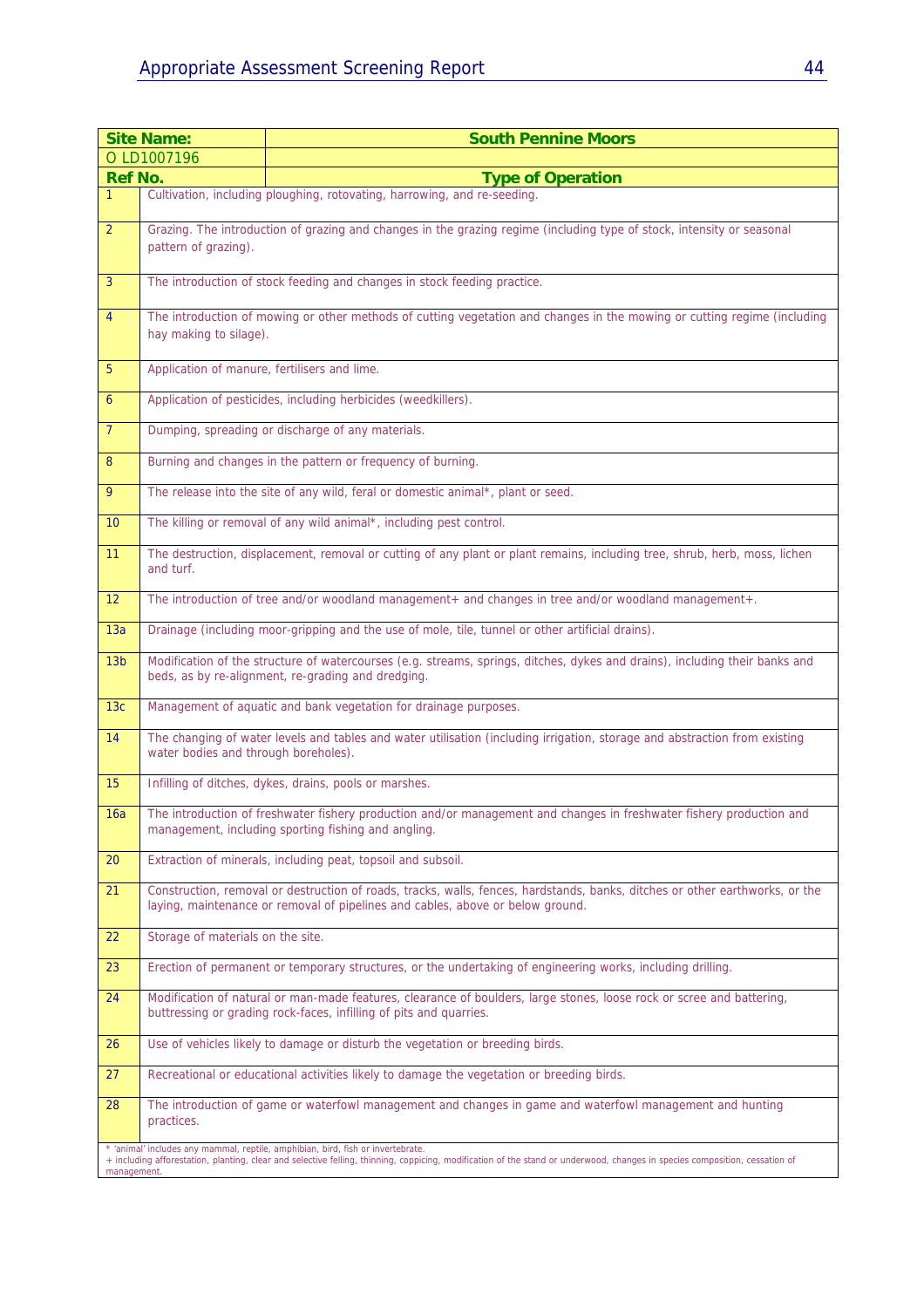| Site Name: | South Pennine Moors |
|---|---|
| O LD1007196 | |
| **Ref No.** | **Type of Operation** |
| 1 | Cultivation, including ploughing, rotovating, harrowing, and re-seeding. |
| 2 | Grazing. The introduction of grazing and changes in the grazing regime (including type of stock, intensity or seasonal pattern of grazing). |
| 3 | The introduction of stock feeding and changes in stock feeding practice. |
| 4 | The introduction of mowing or other methods of cutting vegetation and changes in the mowing or cutting regime (including hay making to silage). |
| 5 | Application of manure, fertilisers and lime. |
| 6 | Application of pesticides, including herbicides (weedkillers). |
| 7 | Dumping, spreading or discharge of any materials. |
| 8 | Burning and changes in the pattern or frequency of burning. |
| 9 | The release into the site of any wild, feral or domestic animal*, plant or seed. |
| 10 | The killing or removal of any wild animal*, including pest control. |
| 11 | The destruction, displacement, removal or cutting of any plant or plant remains, including tree, shrub, herb, moss, lichen and turf. |
| 12 | The introduction of tree and/or woodland management+ and changes in tree and/or woodland management+. |
| 13a | Drainage (including moor-gripping and the use of mole, tile, tunnel or other artificial drains). |
| 13b | Modification of the structure of watercourses (e.g. streams, springs, ditches, dykes and drains), including their banks and beds, as by re-alignment, re-grading and dredging. |
| 13c | Management of aquatic and bank vegetation for drainage purposes. |
| 14 | The changing of water levels and tables and water utilisation (including irrigation, storage and abstraction from existing water bodies and through boreholes). |
| 15 | Infilling of ditches, dykes, drains, pools or marshes. |
| 16a | The introduction of freshwater fishery production and/or management and changes in freshwater fishery production and management, including sporting fishing and angling. |
| 20 | Extraction of minerals, including peat, topsoil and subsoil. |
| 21 | Construction, removal or destruction of roads, tracks, walls, fences, hardstands, banks, ditches or other earthworks, or the laying, maintenance or removal of pipelines and cables, above or below ground. |
| 22 | Storage of materials on the site. |
| 23 | Erection of permanent or temporary structures, or the undertaking of engineering works, including drilling. |
| 24 | Modification of natural or man-made features, clearance of boulders, large stones, loose rock or scree and battering, buttressing or grading rock-faces, infilling of pits and quarries. |
| 26 | Use of vehicles likely to damage or disturb the vegetation or breeding birds. |
| 27 | Recreational or educational activities likely to damage the vegetation or breeding birds. |
| 28 | The introduction of game or waterfowl management and changes in game and waterfowl management and hunting practices. |

\* 'animal' includes any mammal, reptile, amphibian, bird, fish or invertebrate.
+ including afforestation, planting, clear and selective felling, thinning, coppicing, modification of the stand or underwood, changes in species composition, cessation of management.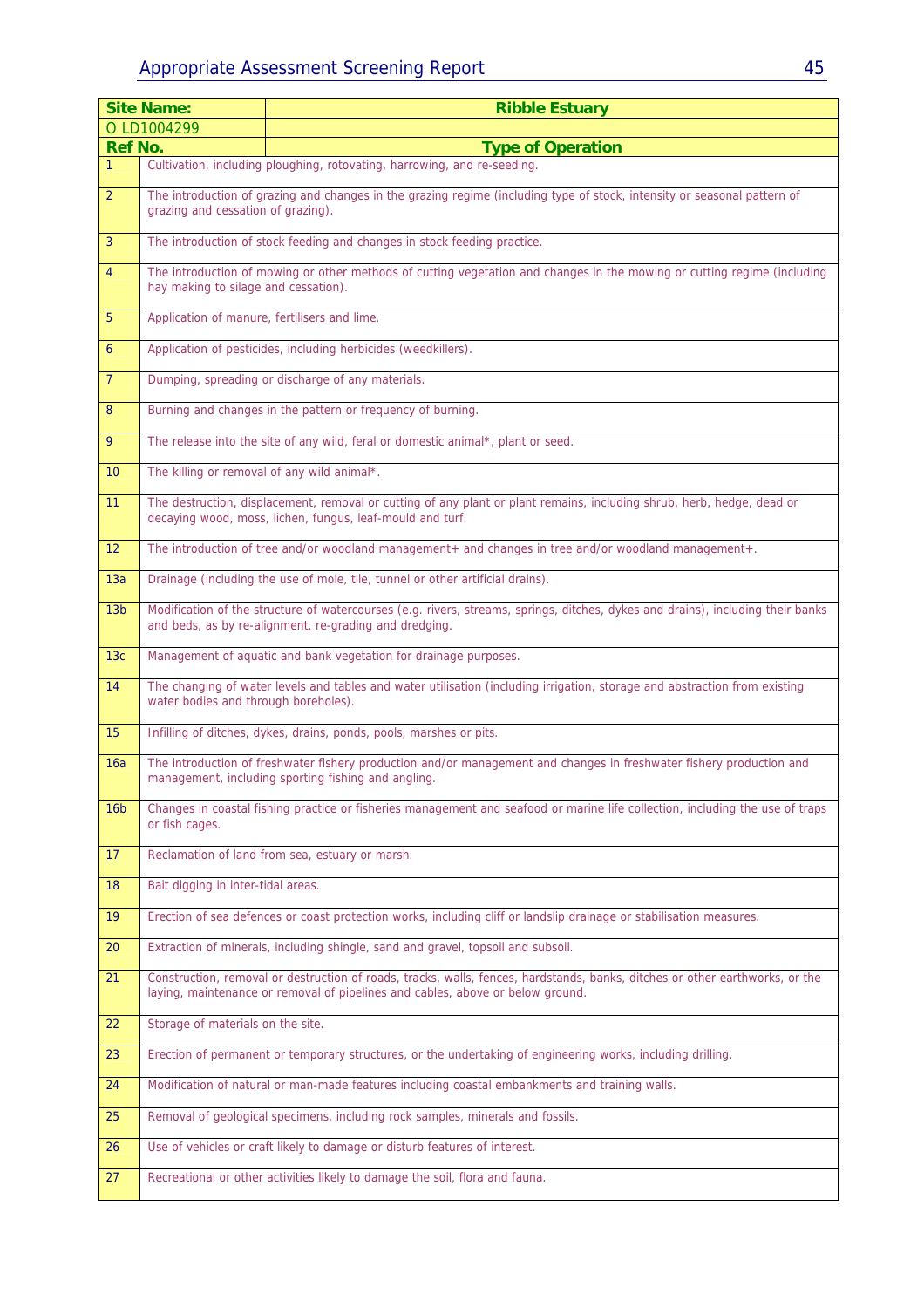| Site Name: | Ribble Estuary |
|---|---|
| O LD1004299 | |
| **Ref No.** | **Type of Operation** |
| 1 | Cultivation, including ploughing, rotovating, harrowing, and re-seeding. |
| 2 | The introduction of grazing and changes in the grazing regime (including type of stock, intensity or seasonal pattern of grazing and cessation of grazing). |
| 3 | The introduction of stock feeding and changes in stock feeding practice. |
| 4 | The introduction of mowing or other methods of cutting vegetation and changes in the mowing or cutting regime (including hay making to silage and cessation). |
| 5 | Application of manure, fertilisers and lime. |
| 6 | Application of pesticides, including herbicides (weedkillers). |
| 7 | Dumping, spreading or discharge of any materials. |
| 8 | Burning and changes in the pattern or frequency of burning. |
| 9 | The release into the site of any wild, feral or domestic animal*, plant or seed. |
| 10 | The killing or removal of any wild animal*. |
| 11 | The destruction, displacement, removal or cutting of any plant or plant remains, including shrub, herb, hedge, dead or decaying wood, moss, lichen, fungus, leaf-mould and turf. |
| 12 | The introduction of tree and/or woodland management+ and changes in tree and/or woodland management+. |
| 13a | Drainage (including the use of mole, tile, tunnel or other artificial drains). |
| 13b | Modification of the structure of watercourses (e.g. rivers, streams, springs, ditches, dykes and drains), including their banks and beds, as by re-alignment, re-grading and dredging. |
| 13c | Management of aquatic and bank vegetation for drainage purposes. |
| 14 | The changing of water levels and tables and water utilisation (including irrigation, storage and abstraction from existing water bodies and through boreholes). |
| 15 | Infilling of ditches, dykes, drains, ponds, pools, marshes or pits. |
| 16a | The introduction of freshwater fishery production and/or management and changes in freshwater fishery production and management, including sporting fishing and angling. |
| 16b | Changes in coastal fishing practice or fisheries management and seafood or marine life collection, including the use of traps or fish cages. |
| 17 | Reclamation of land from sea, estuary or marsh. |
| 18 | Bait digging in inter-tidal areas. |
| 19 | Erection of sea defences or coast protection works, including cliff or landslip drainage or stabilisation measures. |
| 20 | Extraction of minerals, including shingle, sand and gravel, topsoil and subsoil. |
| 21 | Construction, removal or destruction of roads, tracks, walls, fences, hardstands, banks, ditches or other earthworks, or the laying, maintenance or removal of pipelines and cables, above or below ground. |
| 22 | Storage of materials on the site. |
| 23 | Erection of permanent or temporary structures, or the undertaking of engineering works, including drilling. |
| 24 | Modification of natural or man-made features including coastal embankments and training walls. |
| 25 | Removal of geological specimens, including rock samples, minerals and fossils. |
| 26 | Use of vehicles or craft likely to damage or disturb features of interest. |
| 27 | Recreational or other activities likely to damage the soil, flora and fauna. |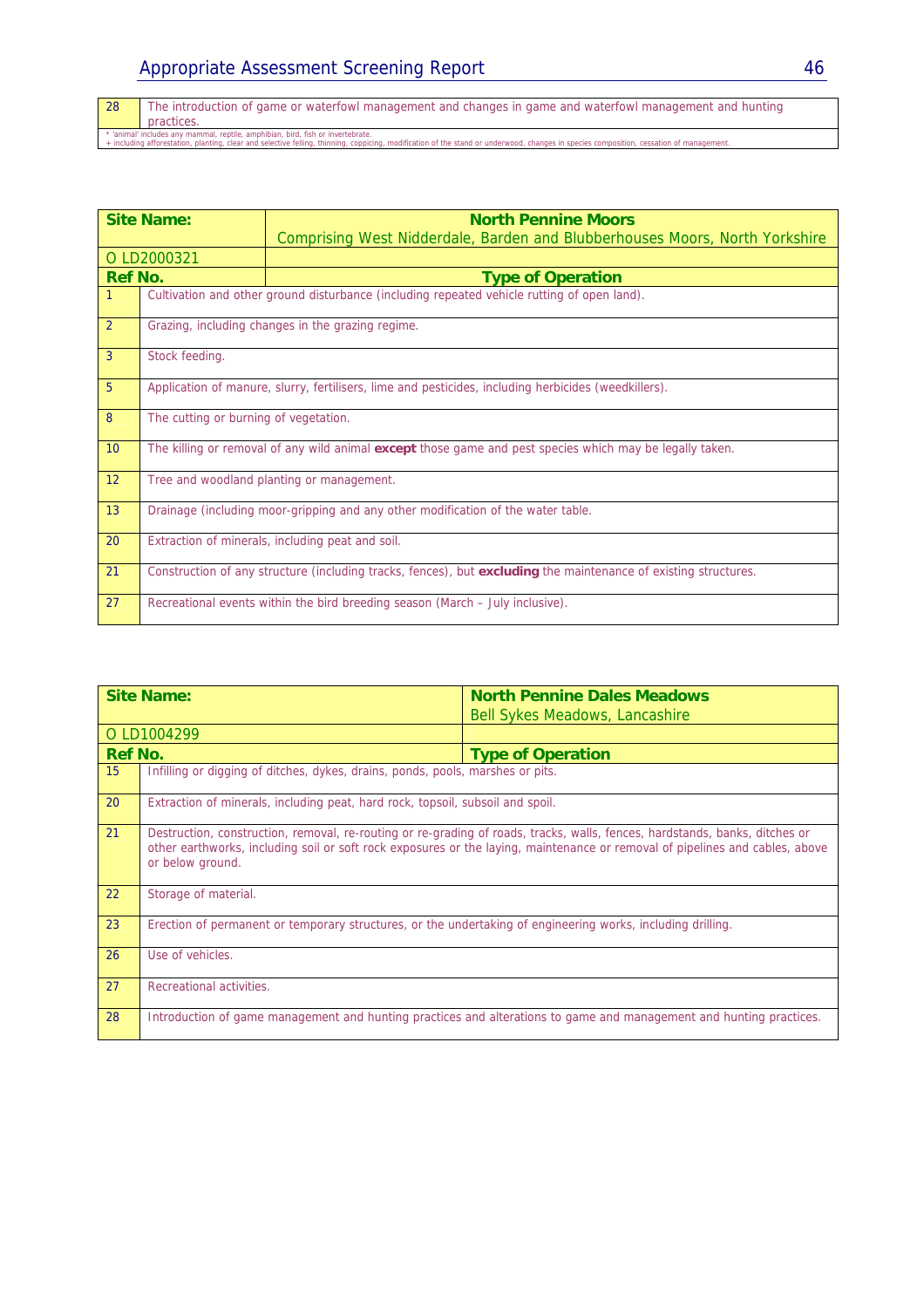| 28 | The introduction of game or waterfowl management and changes in game and waterfowl management and hunting practices. |
|---|---|

\* 'animal' includes any mammal, reptile, amphibian, bird, fish or invertebrate.
+ including afforestation, planting, clear and selective felling, thinning, coppicing, modification of the stand or underwood, changes in species composition, cessation of management.

| **Site Name:** | **North Pennine Moors** Comprising West Nidderdale, Barden and Blubberhouses Moors, North Yorkshire |
|---|---|
| O LD2000321 | |
| **Ref No.** | **Type of Operation** |
| 1 | Cultivation and other ground disturbance (including repeated vehicle rutting of open land). |
| 2 | Grazing, including changes in the grazing regime. |
| 3 | Stock feeding. |
| 5 | Application of manure, slurry, fertilisers, lime and pesticides, including herbicides (weedkillers). |
| 8 | The cutting or burning of vegetation. |
| 10 | The killing or removal of any wild animal **except** those game and pest species which may be legally taken. |
| 12 | Tree and woodland planting or management. |
| 13 | Drainage (including moor-gripping and any other modification of the water table. |
| 20 | Extraction of minerals, including peat and soil. |
| 21 | Construction of any structure (including tracks, fences), but **excluding** the maintenance of existing structures. |
| 27 | Recreational events within the bird breeding season (March – July inclusive). |

| **Site Name:** | **North Pennine Dales Meadows** Bell Sykes Meadows, Lancashire |
|---|---|
| O LD1004299 | |
| **Ref No.** | **Type of Operation** |
| 15 | Infilling or digging of ditches, dykes, drains, ponds, pools, marshes or pits. |
| 20 | Extraction of minerals, including peat, hard rock, topsoil, subsoil and spoil. |
| 21 | Destruction, construction, removal, re-routing or re-grading of roads, tracks, walls, fences, hardstands, banks, ditches or other earthworks, including soil or soft rock exposures or the laying, maintenance or removal of pipelines and cables, above or below ground. |
| 22 | Storage of material. |
| 23 | Erection of permanent or temporary structures, or the undertaking of engineering works, including drilling. |
| 26 | Use of vehicles. |
| 27 | Recreational activities. |
| 28 | Introduction of game management and hunting practices and alterations to game and management and hunting practices. |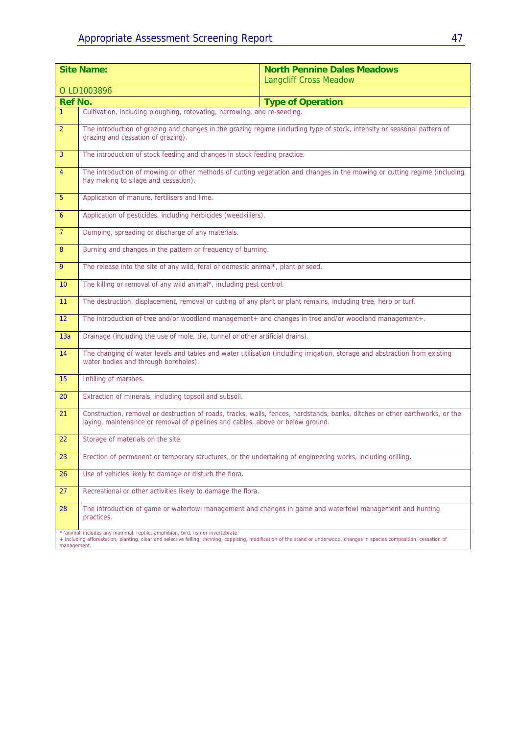| Site Name: | North Pennine Dales Meadows<br>Langcliff Cross Meadow |
|---|---|
| O LD1003896 | |
| **Ref No.** | **Type of Operation** |
| 1 | Cultivation, including ploughing, rotovating, harrowing, and re-seeding. |
| 2 | The introduction of grazing and changes in the grazing regime (including type of stock, intensity or seasonal pattern of grazing and cessation of grazing). |
| 3 | The introduction of stock feeding and changes in stock feeding practice. |
| 4 | The introduction of mowing or other methods of cutting vegetation and changes in the mowing or cutting regime (including hay making to silage and cessation). |
| 5 | Application of manure, fertilisers and lime. |
| 6 | Application of pesticides, including herbicides (weedkillers). |
| 7 | Dumping, spreading or discharge of any materials. |
| 8 | Burning and changes in the pattern or frequency of burning. |
| 9 | The release into the site of any wild, feral or domestic animal*, plant or seed. |
| 10 | The killing or removal of any wild animal*, including pest control. |
| 11 | The destruction, displacement, removal or cutting of any plant or plant remains, including tree, herb or turf. |
| 12 | The introduction of tree and/or woodland management+ and changes in tree and/or woodland management+. |
| 13a | Drainage (including the use of mole, tile, tunnel or other artificial drains). |
| 14 | The changing of water levels and tables and water utilisation (including irrigation, storage and abstraction from existing water bodies and through boreholes). |
| 15 | Infilling of marshes. |
| 20 | Extraction of minerals, including topsoil and subsoil. |
| 21 | Construction, removal or destruction of roads, tracks, walls, fences, hardstands, banks, ditches or other earthworks, or the laying, maintenance or removal of pipelines and cables, above or below ground. |
| 22 | Storage of materials on the site. |
| 23 | Erection of permanent or temporary structures, or the undertaking of engineering works, including drilling. |
| 26 | Use of vehicles likely to damage or disturb the flora. |
| 27 | Recreational or other activities likely to damage the flora. |
| 28 | The introduction of game or waterfowl management and changes in game and waterfowl management and hunting practices. |

* 'animal' includes any mammal, reptile, amphibian, bird, fish or invertebrate.
+ including afforestation, planting, clear and selective felling, thinning, coppicing, modification of the stand or underwood, changes in species composition, cessation of management.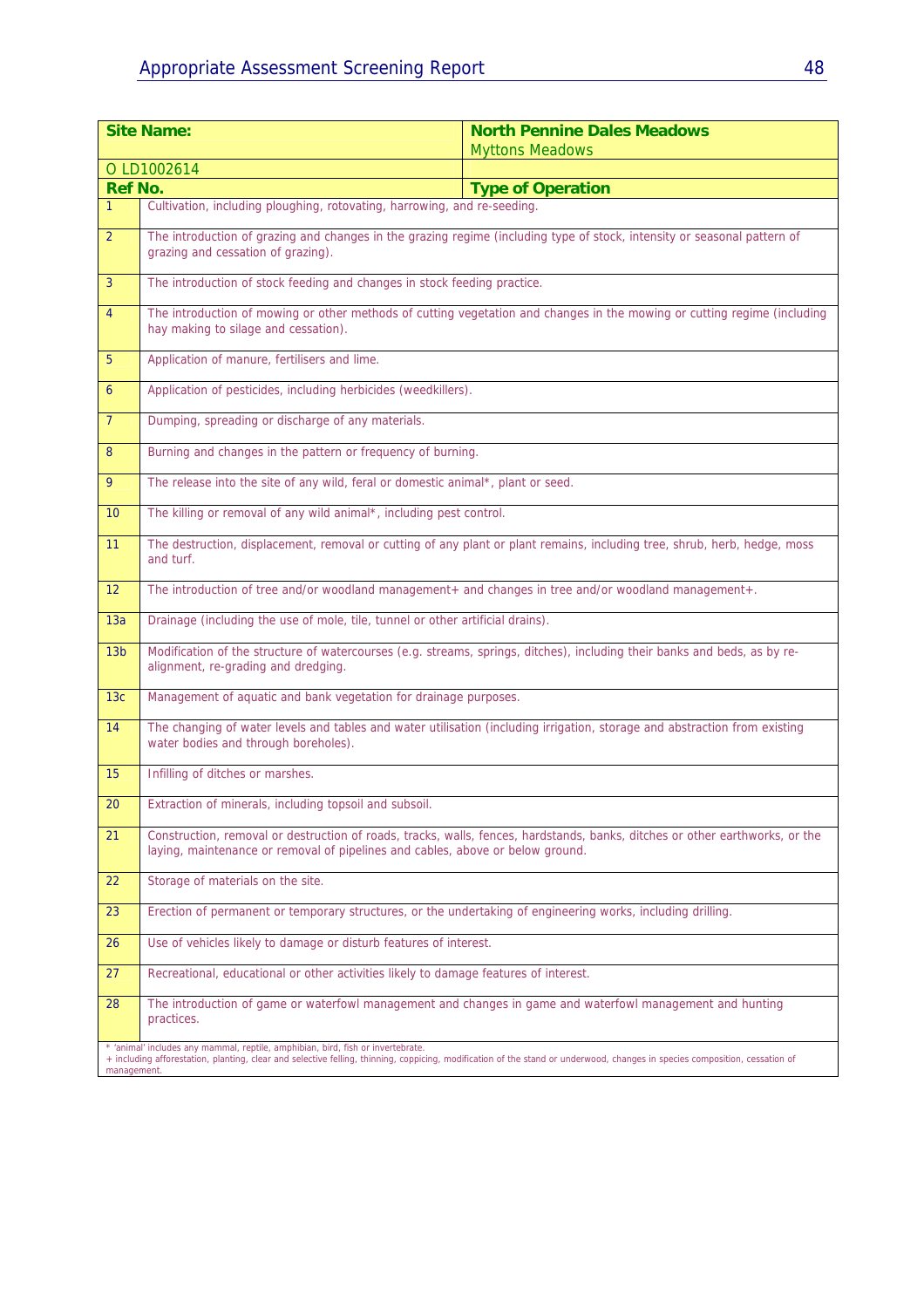| Site Name: | North Pennine Dales Meadows Myttons Meadows |
|---|---|
| O LD1002614 | |
| **Ref No.** | **Type of Operation** |
| 1 | Cultivation, including ploughing, rotovating, harrowing, and re-seeding. |
| 2 | The introduction of grazing and changes in the grazing regime (including type of stock, intensity or seasonal pattern of grazing and cessation of grazing). |
| 3 | The introduction of stock feeding and changes in stock feeding practice. |
| 4 | The introduction of mowing or other methods of cutting vegetation and changes in the mowing or cutting regime (including hay making to silage and cessation). |
| 5 | Application of manure, fertilisers and lime. |
| 6 | Application of pesticides, including herbicides (weedkillers). |
| 7 | Dumping, spreading or discharge of any materials. |
| 8 | Burning and changes in the pattern or frequency of burning. |
| 9 | The release into the site of any wild, feral or domestic animal*, plant or seed. |
| 10 | The killing or removal of any wild animal*, including pest control. |
| 11 | The destruction, displacement, removal or cutting of any plant or plant remains, including tree, shrub, herb, hedge, moss and turf. |
| 12 | The introduction of tree and/or woodland management+ and changes in tree and/or woodland management+. |
| 13a | Drainage (including the use of mole, tile, tunnel or other artificial drains). |
| 13b | Modification of the structure of watercourses (e.g. streams, springs, ditches), including their banks and beds, as by re-alignment, re-grading and dredging. |
| 13c | Management of aquatic and bank vegetation for drainage purposes. |
| 14 | The changing of water levels and tables and water utilisation (including irrigation, storage and abstraction from existing water bodies and through boreholes). |
| 15 | Infilling of ditches or marshes. |
| 20 | Extraction of minerals, including topsoil and subsoil. |
| 21 | Construction, removal or destruction of roads, tracks, walls, fences, hardstands, banks, ditches or other earthworks, or the laying, maintenance or removal of pipelines and cables, above or below ground. |
| 22 | Storage of materials on the site. |
| 23 | Erection of permanent or temporary structures, or the undertaking of engineering works, including drilling. |
| 26 | Use of vehicles likely to damage or disturb features of interest. |
| 27 | Recreational, educational or other activities likely to damage features of interest. |
| 28 | The introduction of game or waterfowl management and changes in game and waterfowl management and hunting practices. |

* 'animal' includes any mammal, reptile, amphibian, bird, fish or invertebrate.
+ including afforestation, planting, clear and selective felling, thinning, coppicing, modification of the stand or underwood, changes in species composition, cessation of management.